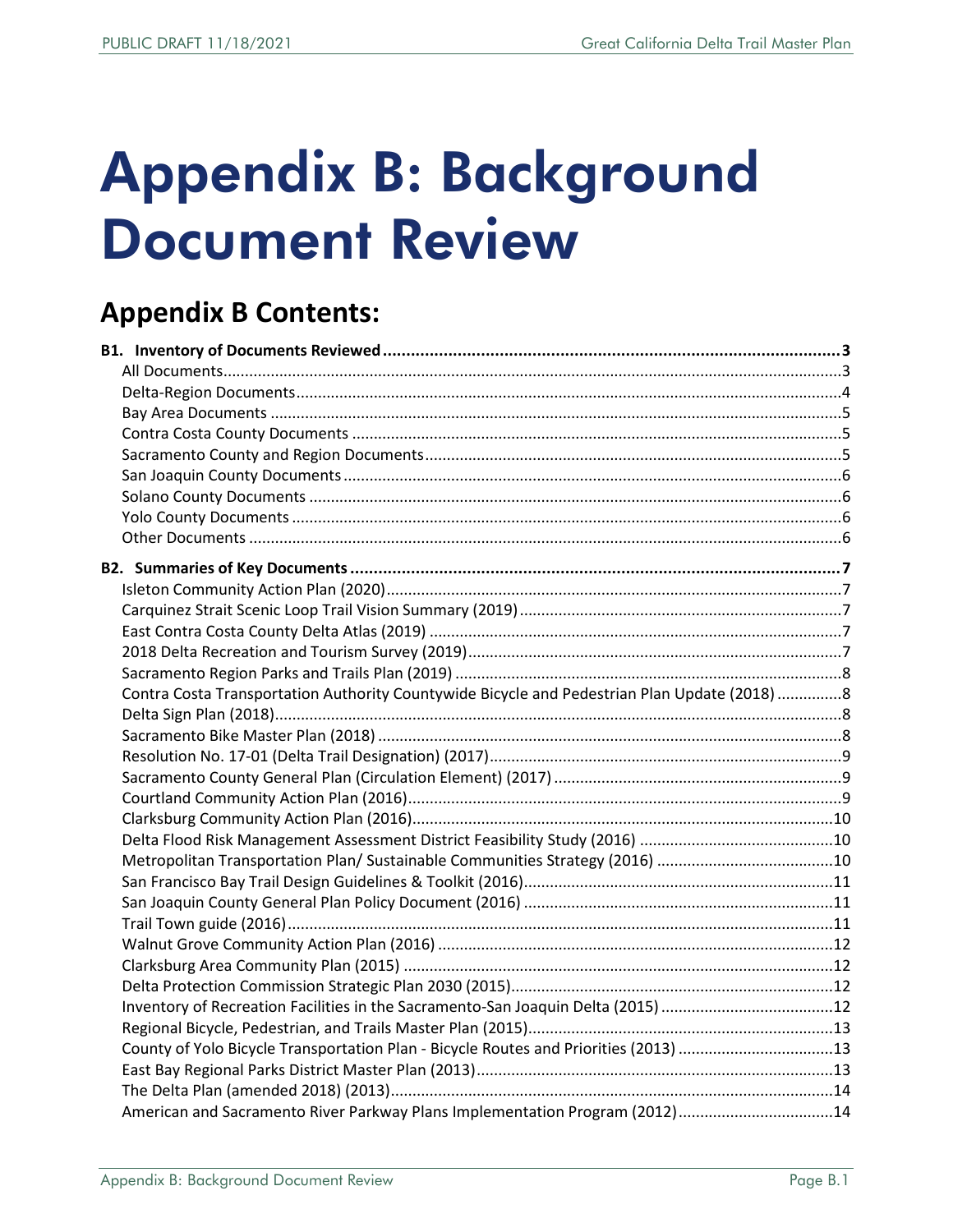# Appendix B: Background Document Review

## Appendix B Contents:

**B1. Inventory of Documents Reviewed** .......... **3**

- All Documents .......... 3
- Delta-Region Documents .......... 4
- Bay Area Documents .......... 5
- Contra Costa County Documents .......... 5
- Sacramento County and Region Documents .......... 5
- San Joaquin County Documents .......... 6
- Solano County Documents .......... 6
- Yolo County Documents .......... 6
- Other Documents .......... 6

**B2. Summaries of Key Documents** .......... **7**

- Isleton Community Action Plan (2020) .......... 7
- Carquinez Strait Scenic Loop Trail Vision Summary (2019) .......... 7
- East Contra Costa County Delta Atlas (2019) .......... 7
- 2018 Delta Recreation and Tourism Survey (2019) .......... 7
- Sacramento Region Parks and Trails Plan (2019) .......... 8
- Contra Costa Transportation Authority Countywide Bicycle and Pedestrian Plan Update (2018) .......... 8
- Delta Sign Plan (2018) .......... 8
- Sacramento Bike Master Plan (2018) .......... 8
- Resolution No. 17-01 (Delta Trail Designation) (2017) .......... 9
- Sacramento County General Plan (Circulation Element) (2017) .......... 9
- Courtland Community Action Plan (2016) .......... 9
- Clarksburg Community Action Plan (2016) .......... 10
- Delta Flood Risk Management Assessment District Feasibility Study (2016) .......... 10
- Metropolitan Transportation Plan/ Sustainable Communities Strategy (2016) .......... 10
- San Francisco Bay Trail Design Guidelines & Toolkit (2016) .......... 11
- San Joaquin County General Plan Policy Document (2016) .......... 11
- Trail Town guide (2016) .......... 11
- Walnut Grove Community Action Plan (2016) .......... 12
- Clarksburg Area Community Plan (2015) .......... 12
- Delta Protection Commission Strategic Plan 2030 (2015) .......... 12
- Inventory of Recreation Facilities in the Sacramento-San Joaquin Delta (2015) .......... 12
- Regional Bicycle, Pedestrian, and Trails Master Plan (2015) .......... 13
- County of Yolo Bicycle Transportation Plan - Bicycle Routes and Priorities (2013) .......... 13
- East Bay Regional Parks District Master Plan (2013) .......... 13
- The Delta Plan (amended 2018) (2013) .......... 14
- American and Sacramento River Parkway Plans Implementation Program (2012) .......... 14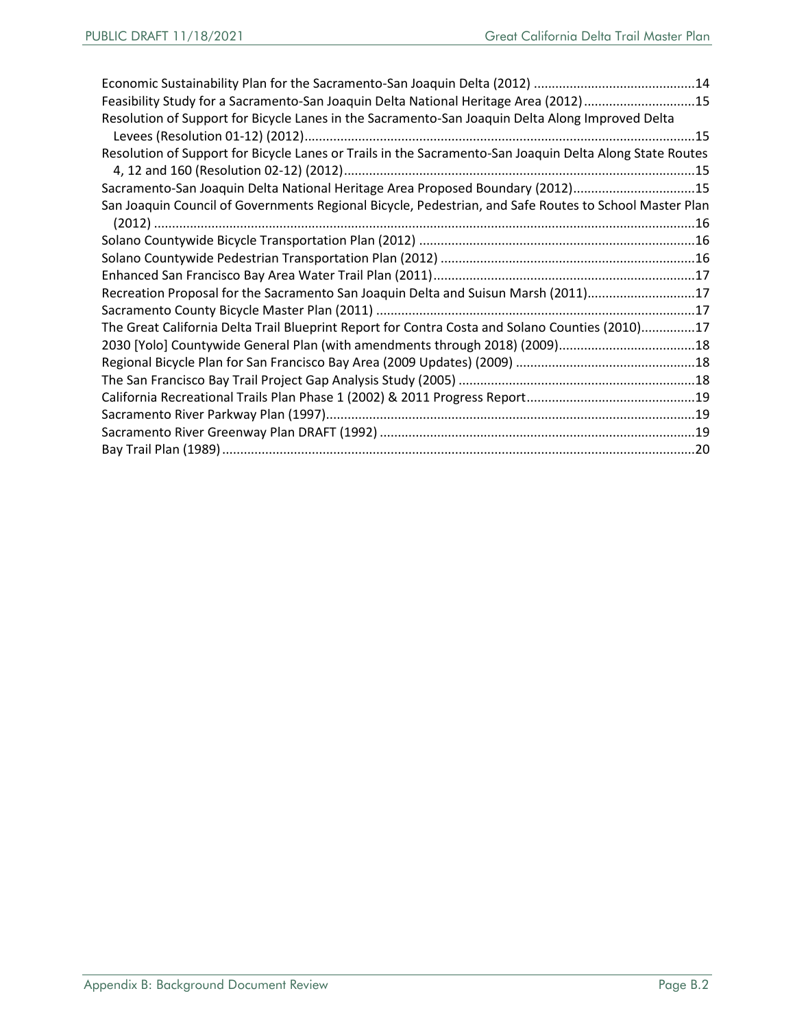Economic Sustainability Plan for the Sacramento-San Joaquin Delta (2012) ....14
Feasibility Study for a Sacramento-San Joaquin Delta National Heritage Area (2012) ....15
Resolution of Support for Bicycle Lanes in the Sacramento-San Joaquin Delta Along Improved Delta Levees (Resolution 01-12) (2012) ....15
Resolution of Support for Bicycle Lanes or Trails in the Sacramento-San Joaquin Delta Along State Routes 4, 12 and 160 (Resolution 02-12) (2012) ....15
Sacramento-San Joaquin Delta National Heritage Area Proposed Boundary (2012) ....15
San Joaquin Council of Governments Regional Bicycle, Pedestrian, and Safe Routes to School Master Plan (2012) ....16
Solano Countywide Bicycle Transportation Plan (2012) ....16
Solano Countywide Pedestrian Transportation Plan (2012) ....16
Enhanced San Francisco Bay Area Water Trail Plan (2011) ....17
Recreation Proposal for the Sacramento San Joaquin Delta and Suisun Marsh (2011) ....17
Sacramento County Bicycle Master Plan (2011) ....17
The Great California Delta Trail Blueprint Report for Contra Costa and Solano Counties (2010) ....17
2030 [Yolo] Countywide General Plan (with amendments through 2018) (2009) ....18
Regional Bicycle Plan for San Francisco Bay Area (2009 Updates) (2009) ....18
The San Francisco Bay Trail Project Gap Analysis Study (2005) ....18
California Recreational Trails Plan Phase 1 (2002) & 2011 Progress Report ....19
Sacramento River Parkway Plan (1997) ....19
Sacramento River Greenway Plan DRAFT (1992) ....19
Bay Trail Plan (1989) ....20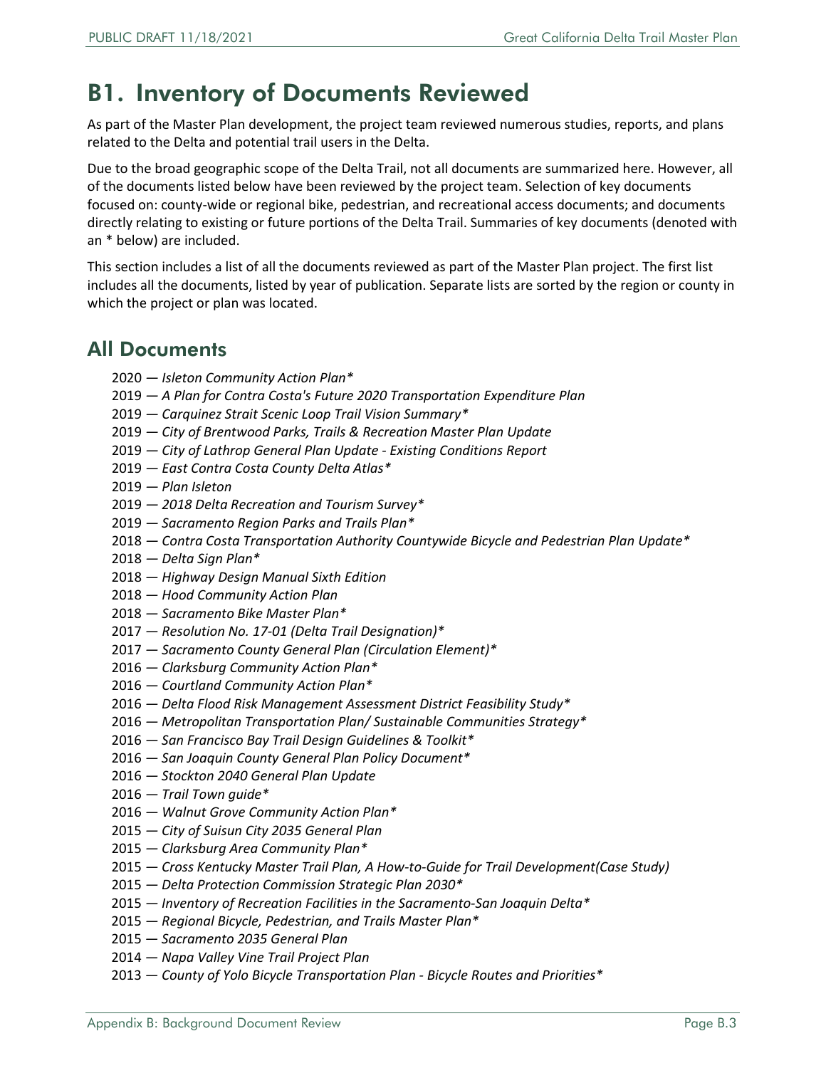# B1. Inventory of Documents Reviewed

As part of the Master Plan development, the project team reviewed numerous studies, reports, and plans related to the Delta and potential trail users in the Delta.

Due to the broad geographic scope of the Delta Trail, not all documents are summarized here. However, all of the documents listed below have been reviewed by the project team. Selection of key documents focused on: county-wide or regional bike, pedestrian, and recreational access documents; and documents directly relating to existing or future portions of the Delta Trail. Summaries of key documents (denoted with an * below) are included.

This section includes a list of all the documents reviewed as part of the Master Plan project. The first list includes all the documents, listed by year of publication. Separate lists are sorted by the region or county in which the project or plan was located.

## All Documents

- 2020 — *Isleton Community Action Plan**
- 2019 — *A Plan for Contra Costa's Future 2020 Transportation Expenditure Plan*
- 2019 — *Carquinez Strait Scenic Loop Trail Vision Summary**
- 2019 — *City of Brentwood Parks, Trails & Recreation Master Plan Update*
- 2019 — *City of Lathrop General Plan Update - Existing Conditions Report*
- 2019 — *East Contra Costa County Delta Atlas**
- 2019 — *Plan Isleton*
- 2019 — *2018 Delta Recreation and Tourism Survey**
- 2019 — *Sacramento Region Parks and Trails Plan**
- 2018 — *Contra Costa Transportation Authority Countywide Bicycle and Pedestrian Plan Update**
- 2018 — *Delta Sign Plan**
- 2018 — *Highway Design Manual Sixth Edition*
- 2018 — *Hood Community Action Plan*
- 2018 — *Sacramento Bike Master Plan**
- 2017 — *Resolution No. 17-01 (Delta Trail Designation)**
- 2017 — *Sacramento County General Plan (Circulation Element)**
- 2016 — *Clarksburg Community Action Plan**
- 2016 — *Courtland Community Action Plan**
- 2016 — *Delta Flood Risk Management Assessment District Feasibility Study**
- 2016 — *Metropolitan Transportation Plan/ Sustainable Communities Strategy**
- 2016 — *San Francisco Bay Trail Design Guidelines & Toolkit**
- 2016 — *San Joaquin County General Plan Policy Document**
- 2016 — *Stockton 2040 General Plan Update*
- 2016 — *Trail Town guide**
- 2016 — *Walnut Grove Community Action Plan**
- 2015 — *City of Suisun City 2035 General Plan*
- 2015 — *Clarksburg Area Community Plan**
- 2015 — *Cross Kentucky Master Trail Plan, A How-to-Guide for Trail Development(Case Study)*
- 2015 — *Delta Protection Commission Strategic Plan 2030**
- 2015 — *Inventory of Recreation Facilities in the Sacramento-San Joaquin Delta**
- 2015 — *Regional Bicycle, Pedestrian, and Trails Master Plan**
- 2015 — *Sacramento 2035 General Plan*
- 2014 — *Napa Valley Vine Trail Project Plan*
- 2013 — *County of Yolo Bicycle Transportation Plan - Bicycle Routes and Priorities**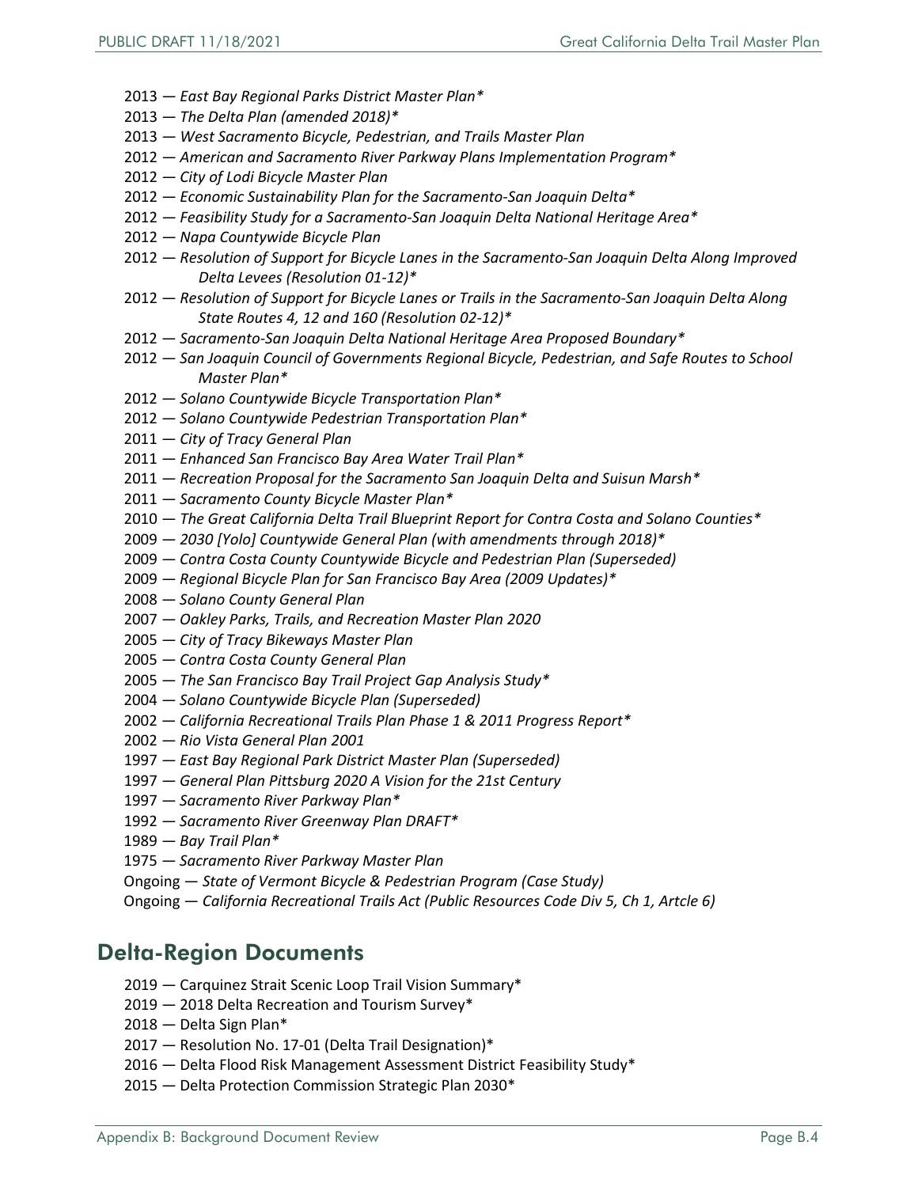- 2013 — *East Bay Regional Parks District Master Plan**
- 2013 — *The Delta Plan (amended 2018)**
- 2013 — *West Sacramento Bicycle, Pedestrian, and Trails Master Plan*
- 2012 — *American and Sacramento River Parkway Plans Implementation Program**
- 2012 — *City of Lodi Bicycle Master Plan*
- 2012 — *Economic Sustainability Plan for the Sacramento-San Joaquin Delta**
- 2012 — *Feasibility Study for a Sacramento-San Joaquin Delta National Heritage Area**
- 2012 — *Napa Countywide Bicycle Plan*
- 2012 — *Resolution of Support for Bicycle Lanes in the Sacramento-San Joaquin Delta Along Improved Delta Levees (Resolution 01-12)**
- 2012 — *Resolution of Support for Bicycle Lanes or Trails in the Sacramento-San Joaquin Delta Along State Routes 4, 12 and 160 (Resolution 02-12)**
- 2012 — *Sacramento-San Joaquin Delta National Heritage Area Proposed Boundary**
- 2012 — *San Joaquin Council of Governments Regional Bicycle, Pedestrian, and Safe Routes to School Master Plan**
- 2012 — *Solano Countywide Bicycle Transportation Plan**
- 2012 — *Solano Countywide Pedestrian Transportation Plan**
- 2011 — *City of Tracy General Plan*
- 2011 — *Enhanced San Francisco Bay Area Water Trail Plan**
- 2011 — *Recreation Proposal for the Sacramento San Joaquin Delta and Suisun Marsh**
- 2011 — *Sacramento County Bicycle Master Plan**
- 2010 — *The Great California Delta Trail Blueprint Report for Contra Costa and Solano Counties**
- 2009 — *2030 [Yolo] Countywide General Plan (with amendments through 2018)**
- 2009 — *Contra Costa County Countywide Bicycle and Pedestrian Plan (Superseded)*
- 2009 — *Regional Bicycle Plan for San Francisco Bay Area (2009 Updates)**
- 2008 — *Solano County General Plan*
- 2007 — *Oakley Parks, Trails, and Recreation Master Plan 2020*
- 2005 — *City of Tracy Bikeways Master Plan*
- 2005 — *Contra Costa County General Plan*
- 2005 — *The San Francisco Bay Trail Project Gap Analysis Study**
- 2004 — *Solano Countywide Bicycle Plan (Superseded)*
- 2002 — *California Recreational Trails Plan Phase 1 & 2011 Progress Report**
- 2002 — *Rio Vista General Plan 2001*
- 1997 — *East Bay Regional Park District Master Plan (Superseded)*
- 1997 — *General Plan Pittsburg 2020 A Vision for the 21st Century*
- 1997 — *Sacramento River Parkway Plan**
- 1992 — *Sacramento River Greenway Plan DRAFT**
- 1989 — *Bay Trail Plan**
- 1975 — *Sacramento River Parkway Master Plan*
- Ongoing — *State of Vermont Bicycle & Pedestrian Program (Case Study)*
- Ongoing — *California Recreational Trails Act (Public Resources Code Div 5, Ch 1, Artcle 6)*

## Delta-Region Documents

- 2019 — Carquinez Strait Scenic Loop Trail Vision Summary*
- 2019 — 2018 Delta Recreation and Tourism Survey*
- 2018 — Delta Sign Plan*
- 2017 — Resolution No. 17-01 (Delta Trail Designation)*
- 2016 — Delta Flood Risk Management Assessment District Feasibility Study*
- 2015 — Delta Protection Commission Strategic Plan 2030*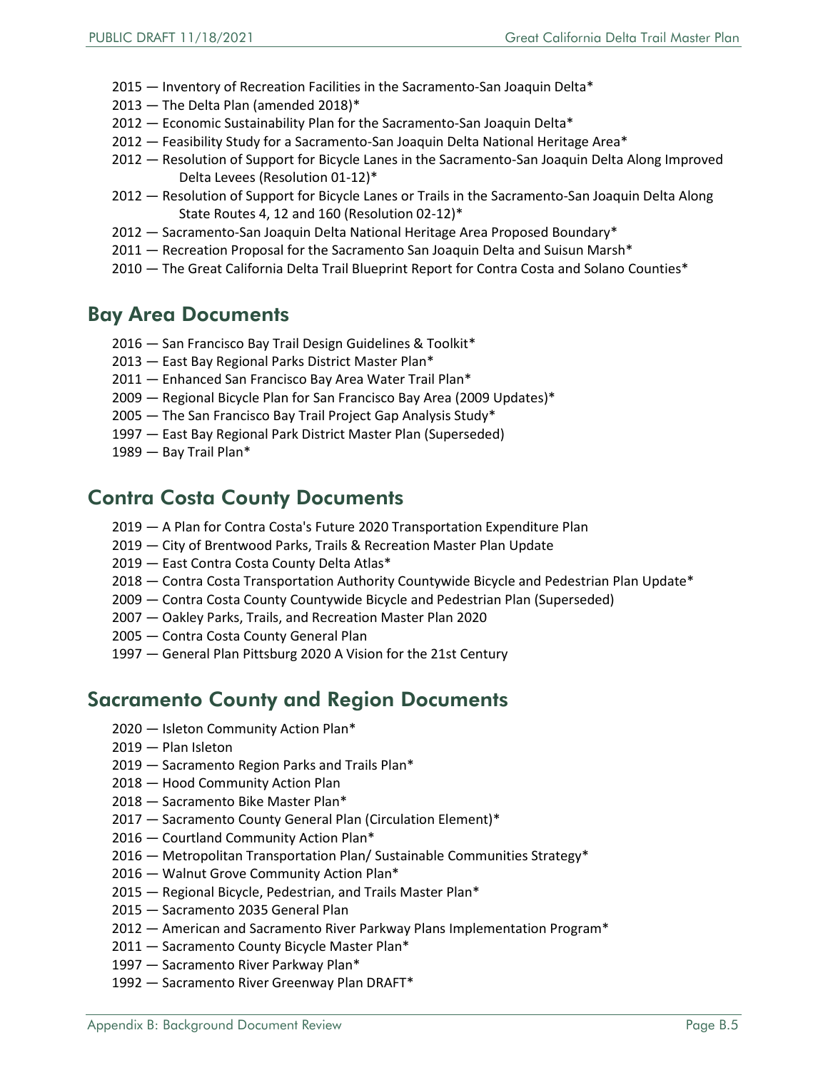- 2015 — Inventory of Recreation Facilities in the Sacramento-San Joaquin Delta*
- 2013 — The Delta Plan (amended 2018)*
- 2012 — Economic Sustainability Plan for the Sacramento-San Joaquin Delta*
- 2012 — Feasibility Study for a Sacramento-San Joaquin Delta National Heritage Area*
- 2012 — Resolution of Support for Bicycle Lanes in the Sacramento-San Joaquin Delta Along Improved Delta Levees (Resolution 01-12)*
- 2012 — Resolution of Support for Bicycle Lanes or Trails in the Sacramento-San Joaquin Delta Along State Routes 4, 12 and 160 (Resolution 02-12)*
- 2012 — Sacramento-San Joaquin Delta National Heritage Area Proposed Boundary*
- 2011 — Recreation Proposal for the Sacramento San Joaquin Delta and Suisun Marsh*
- 2010 — The Great California Delta Trail Blueprint Report for Contra Costa and Solano Counties*

## Bay Area Documents

- 2016 — San Francisco Bay Trail Design Guidelines & Toolkit*
- 2013 — East Bay Regional Parks District Master Plan*
- 2011 — Enhanced San Francisco Bay Area Water Trail Plan*
- 2009 — Regional Bicycle Plan for San Francisco Bay Area (2009 Updates)*
- 2005 — The San Francisco Bay Trail Project Gap Analysis Study*
- 1997 — East Bay Regional Park District Master Plan (Superseded)
- 1989 — Bay Trail Plan*

## Contra Costa County Documents

- 2019 — A Plan for Contra Costa's Future 2020 Transportation Expenditure Plan
- 2019 — City of Brentwood Parks, Trails & Recreation Master Plan Update
- 2019 — East Contra Costa County Delta Atlas*
- 2018 — Contra Costa Transportation Authority Countywide Bicycle and Pedestrian Plan Update*
- 2009 — Contra Costa County Countywide Bicycle and Pedestrian Plan (Superseded)
- 2007 — Oakley Parks, Trails, and Recreation Master Plan 2020
- 2005 — Contra Costa County General Plan
- 1997 — General Plan Pittsburg 2020 A Vision for the 21st Century

## Sacramento County and Region Documents

- 2020 — Isleton Community Action Plan*
- 2019 — Plan Isleton
- 2019 — Sacramento Region Parks and Trails Plan*
- 2018 — Hood Community Action Plan
- 2018 — Sacramento Bike Master Plan*
- 2017 — Sacramento County General Plan (Circulation Element)*
- 2016 — Courtland Community Action Plan*
- 2016 — Metropolitan Transportation Plan/ Sustainable Communities Strategy*
- 2016 — Walnut Grove Community Action Plan*
- 2015 — Regional Bicycle, Pedestrian, and Trails Master Plan*
- 2015 — Sacramento 2035 General Plan
- 2012 — American and Sacramento River Parkway Plans Implementation Program*
- 2011 — Sacramento County Bicycle Master Plan*
- 1997 — Sacramento River Parkway Plan*
- 1992 — Sacramento River Greenway Plan DRAFT*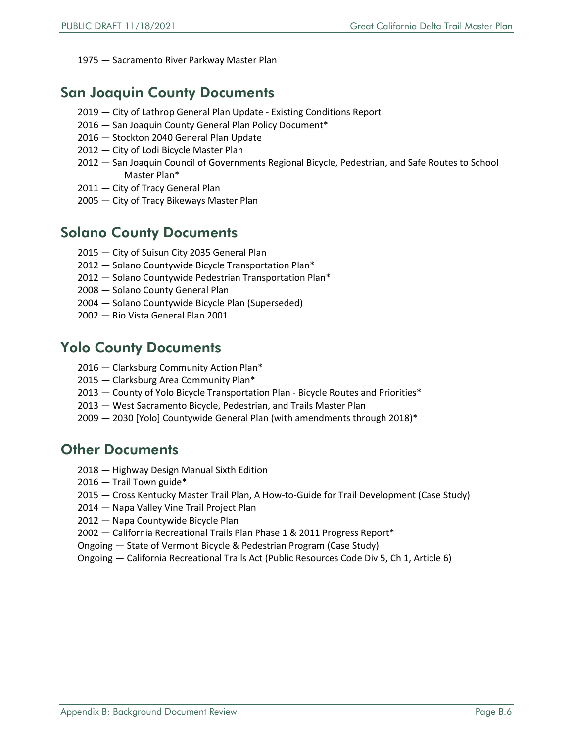1975 — Sacramento River Parkway Master Plan

## San Joaquin County Documents

2019 — City of Lathrop General Plan Update - Existing Conditions Report
2016 — San Joaquin County General Plan Policy Document*
2016 — Stockton 2040 General Plan Update
2012 — City of Lodi Bicycle Master Plan
2012 — San Joaquin Council of Governments Regional Bicycle, Pedestrian, and Safe Routes to School Master Plan*
2011 — City of Tracy General Plan
2005 — City of Tracy Bikeways Master Plan

## Solano County Documents

2015 — City of Suisun City 2035 General Plan
2012 — Solano Countywide Bicycle Transportation Plan*
2012 — Solano Countywide Pedestrian Transportation Plan*
2008 — Solano County General Plan
2004 — Solano Countywide Bicycle Plan (Superseded)
2002 — Rio Vista General Plan 2001

## Yolo County Documents

2016 — Clarksburg Community Action Plan*
2015 — Clarksburg Area Community Plan*
2013 — County of Yolo Bicycle Transportation Plan - Bicycle Routes and Priorities*
2013 — West Sacramento Bicycle, Pedestrian, and Trails Master Plan
2009 — 2030 [Yolo] Countywide General Plan (with amendments through 2018)*

## Other Documents

2018 — Highway Design Manual Sixth Edition
2016 — Trail Town guide*
2015 — Cross Kentucky Master Trail Plan, A How-to-Guide for Trail Development (Case Study)
2014 — Napa Valley Vine Trail Project Plan
2012 — Napa Countywide Bicycle Plan
2002 — California Recreational Trails Plan Phase 1 & 2011 Progress Report*
Ongoing — State of Vermont Bicycle & Pedestrian Program (Case Study)
Ongoing — California Recreational Trails Act (Public Resources Code Div 5, Ch 1, Article 6)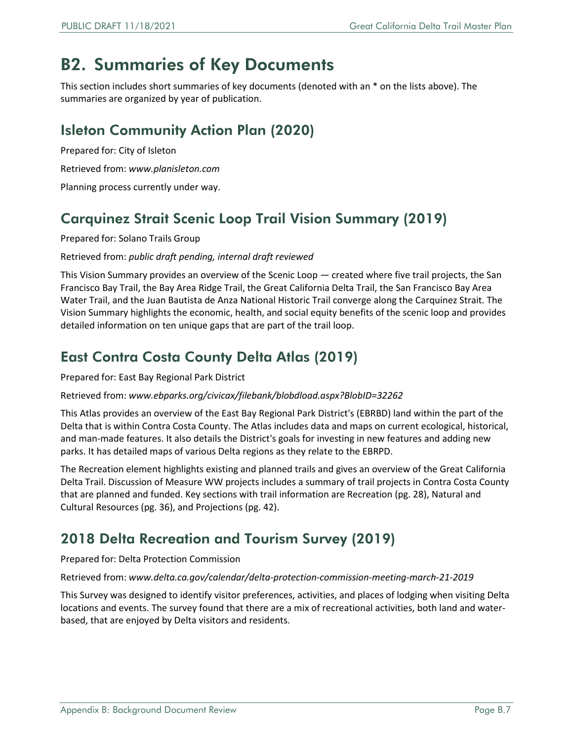# B2. Summaries of Key Documents

This section includes short summaries of key documents (denoted with an * on the lists above). The summaries are organized by year of publication.

## Isleton Community Action Plan (2020)

Prepared for: City of Isleton

Retrieved from: *www.planisleton.com*

Planning process currently under way.

## Carquinez Strait Scenic Loop Trail Vision Summary (2019)

Prepared for: Solano Trails Group

Retrieved from: *public draft pending, internal draft reviewed*

This Vision Summary provides an overview of the Scenic Loop — created where five trail projects, the San Francisco Bay Trail, the Bay Area Ridge Trail, the Great California Delta Trail, the San Francisco Bay Area Water Trail, and the Juan Bautista de Anza National Historic Trail converge along the Carquinez Strait. The Vision Summary highlights the economic, health, and social equity benefits of the scenic loop and provides detailed information on ten unique gaps that are part of the trail loop.

## East Contra Costa County Delta Atlas (2019)

Prepared for: East Bay Regional Park District

Retrieved from: *www.ebparks.org/civicax/filebank/blobdload.aspx?BlobID=32262*

This Atlas provides an overview of the East Bay Regional Park District's (EBRBD) land within the part of the Delta that is within Contra Costa County. The Atlas includes data and maps on current ecological, historical, and man-made features. It also details the District's goals for investing in new features and adding new parks. It has detailed maps of various Delta regions as they relate to the EBRPD.

The Recreation element highlights existing and planned trails and gives an overview of the Great California Delta Trail. Discussion of Measure WW projects includes a summary of trail projects in Contra Costa County that are planned and funded. Key sections with trail information are Recreation (pg. 28), Natural and Cultural Resources (pg. 36), and Projections (pg. 42).

## 2018 Delta Recreation and Tourism Survey (2019)

Prepared for: Delta Protection Commission

Retrieved from: *www.delta.ca.gov/calendar/delta-protection-commission-meeting-march-21-2019*

This Survey was designed to identify visitor preferences, activities, and places of lodging when visiting Delta locations and events. The survey found that there are a mix of recreational activities, both land and water-based, that are enjoyed by Delta visitors and residents.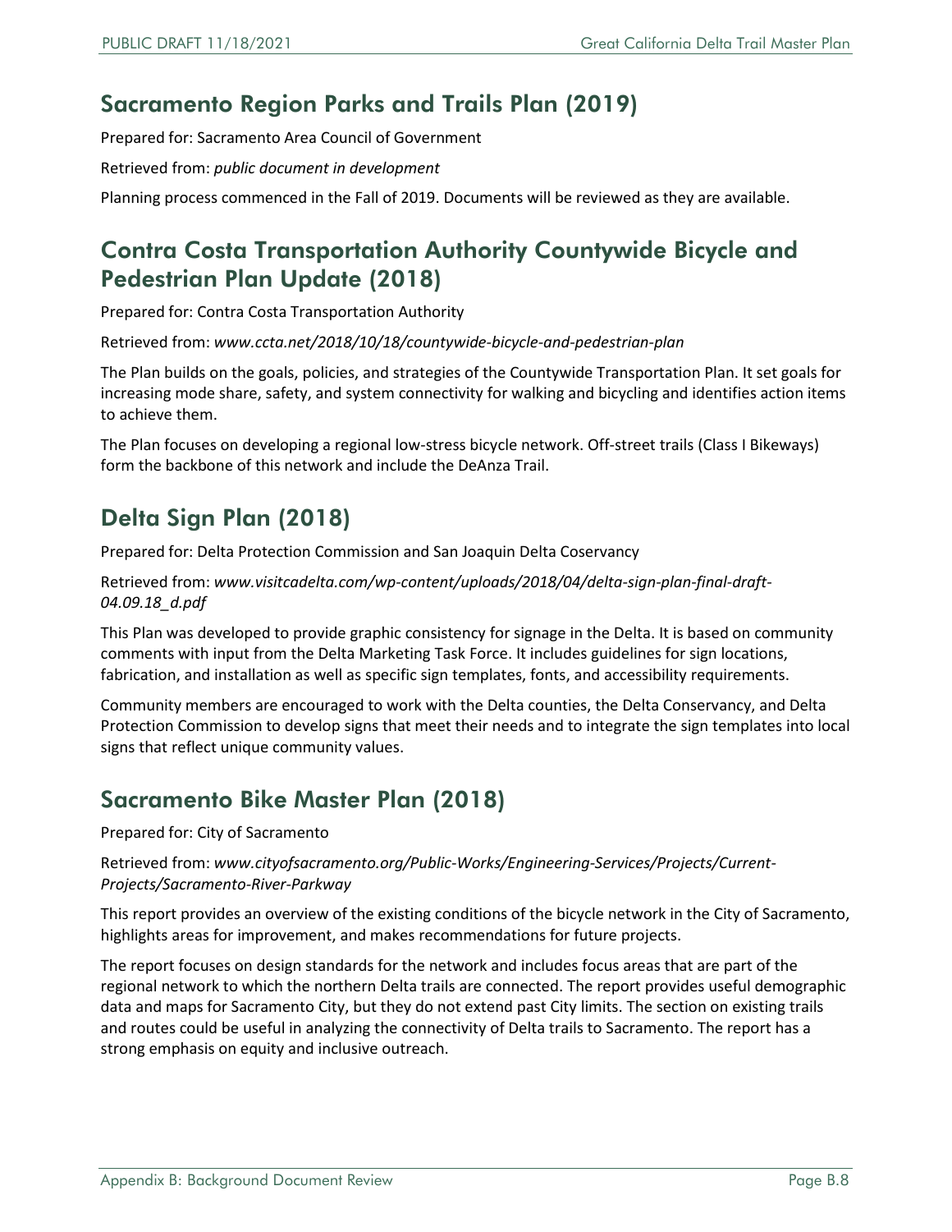## Sacramento Region Parks and Trails Plan (2019)

Prepared for: Sacramento Area Council of Government

Retrieved from: *public document in development*

Planning process commenced in the Fall of 2019. Documents will be reviewed as they are available.

## Contra Costa Transportation Authority Countywide Bicycle and Pedestrian Plan Update (2018)

Prepared for: Contra Costa Transportation Authority

Retrieved from: *www.ccta.net/2018/10/18/countywide-bicycle-and-pedestrian-plan*

The Plan builds on the goals, policies, and strategies of the Countywide Transportation Plan. It set goals for increasing mode share, safety, and system connectivity for walking and bicycling and identifies action items to achieve them.

The Plan focuses on developing a regional low-stress bicycle network. Off-street trails (Class I Bikeways) form the backbone of this network and include the DeAnza Trail.

## Delta Sign Plan (2018)

Prepared for: Delta Protection Commission and San Joaquin Delta Coservancy

Retrieved from: *www.visitcadelta.com/wp-content/uploads/2018/04/delta-sign-plan-final-draft-04.09.18_d.pdf*

This Plan was developed to provide graphic consistency for signage in the Delta. It is based on community comments with input from the Delta Marketing Task Force. It includes guidelines for sign locations, fabrication, and installation as well as specific sign templates, fonts, and accessibility requirements.

Community members are encouraged to work with the Delta counties, the Delta Conservancy, and Delta Protection Commission to develop signs that meet their needs and to integrate the sign templates into local signs that reflect unique community values.

## Sacramento Bike Master Plan (2018)

Prepared for: City of Sacramento

Retrieved from: *www.cityofsacramento.org/Public-Works/Engineering-Services/Projects/Current-Projects/Sacramento-River-Parkway*

This report provides an overview of the existing conditions of the bicycle network in the City of Sacramento, highlights areas for improvement, and makes recommendations for future projects.

The report focuses on design standards for the network and includes focus areas that are part of the regional network to which the northern Delta trails are connected. The report provides useful demographic data and maps for Sacramento City, but they do not extend past City limits. The section on existing trails and routes could be useful in analyzing the connectivity of Delta trails to Sacramento. The report has a strong emphasis on equity and inclusive outreach.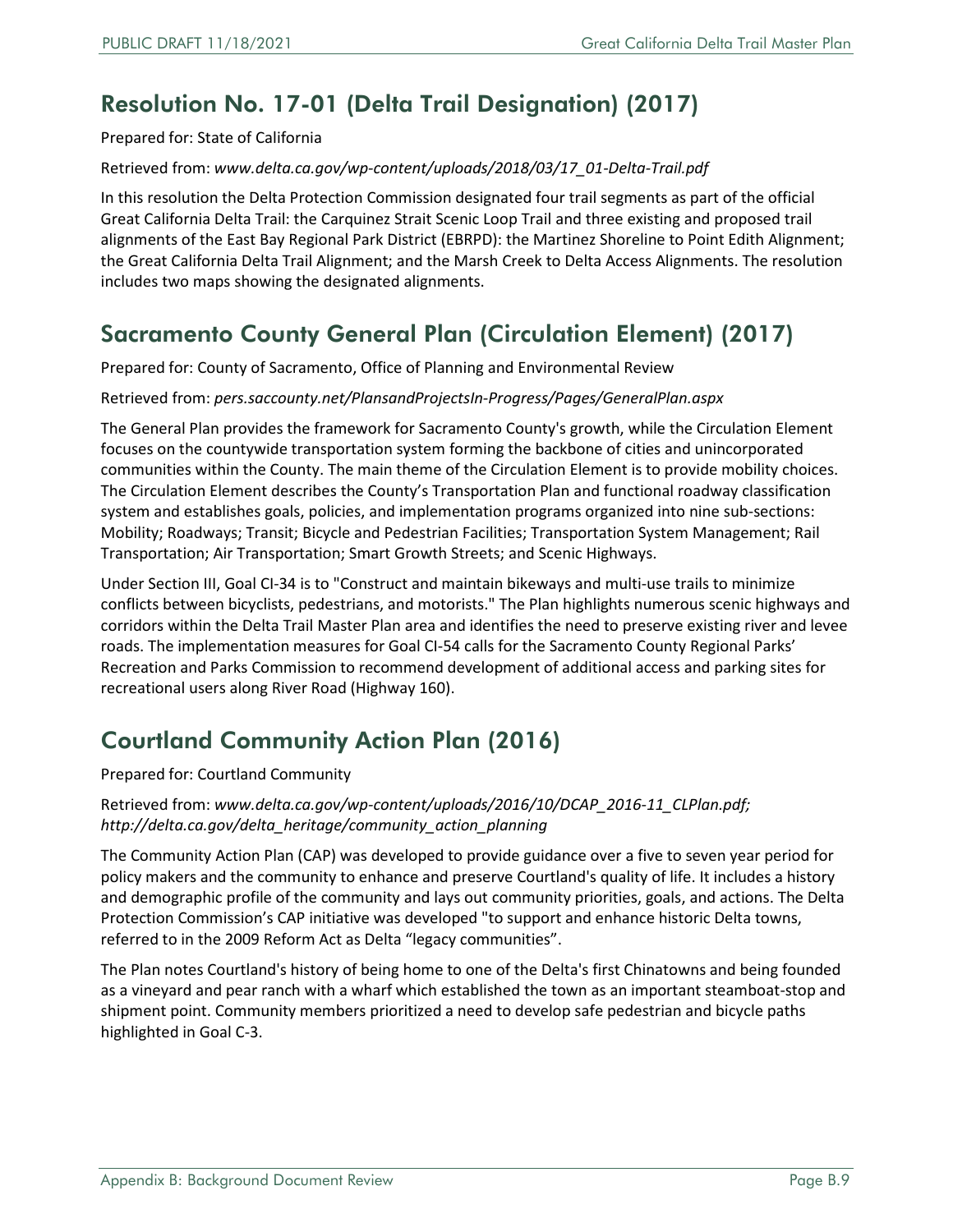## Resolution No. 17-01 (Delta Trail Designation) (2017)

Prepared for: State of California

Retrieved from: *www.delta.ca.gov/wp-content/uploads/2018/03/17_01-Delta-Trail.pdf*

In this resolution the Delta Protection Commission designated four trail segments as part of the official Great California Delta Trail: the Carquinez Strait Scenic Loop Trail and three existing and proposed trail alignments of the East Bay Regional Park District (EBRPD): the Martinez Shoreline to Point Edith Alignment; the Great California Delta Trail Alignment; and the Marsh Creek to Delta Access Alignments. The resolution includes two maps showing the designated alignments.

## Sacramento County General Plan (Circulation Element) (2017)

Prepared for: County of Sacramento, Office of Planning and Environmental Review

Retrieved from: *pers.saccounty.net/PlansandProjectsIn-Progress/Pages/GeneralPlan.aspx*

The General Plan provides the framework for Sacramento County's growth, while the Circulation Element focuses on the countywide transportation system forming the backbone of cities and unincorporated communities within the County. The main theme of the Circulation Element is to provide mobility choices. The Circulation Element describes the County's Transportation Plan and functional roadway classification system and establishes goals, policies, and implementation programs organized into nine sub-sections: Mobility; Roadways; Transit; Bicycle and Pedestrian Facilities; Transportation System Management; Rail Transportation; Air Transportation; Smart Growth Streets; and Scenic Highways.

Under Section III, Goal CI-34 is to "Construct and maintain bikeways and multi-use trails to minimize conflicts between bicyclists, pedestrians, and motorists." The Plan highlights numerous scenic highways and corridors within the Delta Trail Master Plan area and identifies the need to preserve existing river and levee roads. The implementation measures for Goal CI-54 calls for the Sacramento County Regional Parks' Recreation and Parks Commission to recommend development of additional access and parking sites for recreational users along River Road (Highway 160).

## Courtland Community Action Plan (2016)

Prepared for: Courtland Community

Retrieved from: *www.delta.ca.gov/wp-content/uploads/2016/10/DCAP_2016-11_CLPlan.pdf; http://delta.ca.gov/delta_heritage/community_action_planning*

The Community Action Plan (CAP) was developed to provide guidance over a five to seven year period for policy makers and the community to enhance and preserve Courtland's quality of life. It includes a history and demographic profile of the community and lays out community priorities, goals, and actions. The Delta Protection Commission's CAP initiative was developed "to support and enhance historic Delta towns, referred to in the 2009 Reform Act as Delta "legacy communities".

The Plan notes Courtland's history of being home to one of the Delta's first Chinatowns and being founded as a vineyard and pear ranch with a wharf which established the town as an important steamboat-stop and shipment point. Community members prioritized a need to develop safe pedestrian and bicycle paths highlighted in Goal C-3.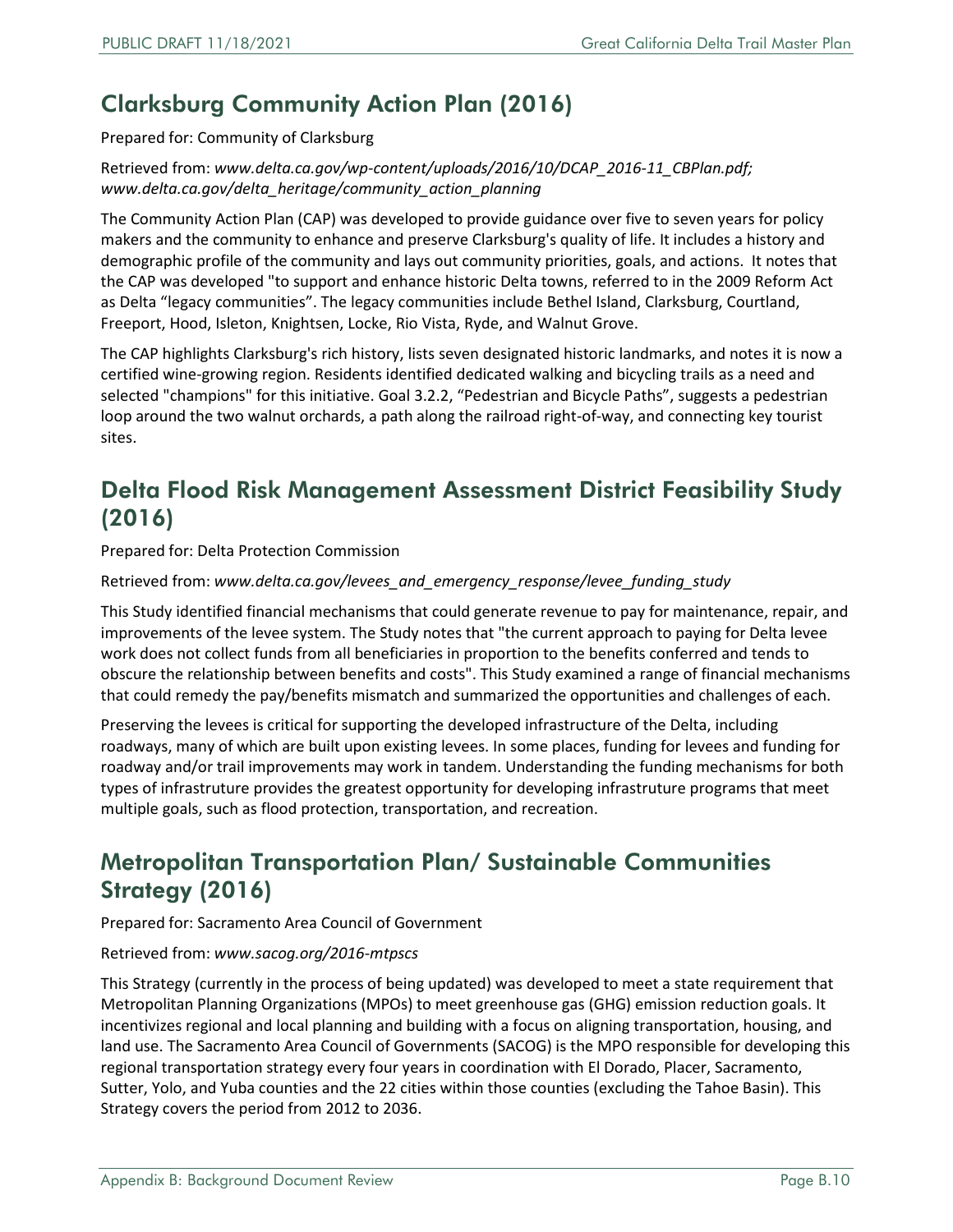## Clarksburg Community Action Plan (2016)

Prepared for: Community of Clarksburg

Retrieved from: *www.delta.ca.gov/wp-content/uploads/2016/10/DCAP_2016-11_CBPlan.pdf; www.delta.ca.gov/delta_heritage/community_action_planning*

The Community Action Plan (CAP) was developed to provide guidance over five to seven years for policy makers and the community to enhance and preserve Clarksburg's quality of life. It includes a history and demographic profile of the community and lays out community priorities, goals, and actions. It notes that the CAP was developed "to support and enhance historic Delta towns, referred to in the 2009 Reform Act as Delta "legacy communities". The legacy communities include Bethel Island, Clarksburg, Courtland, Freeport, Hood, Isleton, Knightsen, Locke, Rio Vista, Ryde, and Walnut Grove.

The CAP highlights Clarksburg's rich history, lists seven designated historic landmarks, and notes it is now a certified wine-growing region. Residents identified dedicated walking and bicycling trails as a need and selected "champions" for this initiative. Goal 3.2.2, "Pedestrian and Bicycle Paths", suggests a pedestrian loop around the two walnut orchards, a path along the railroad right-of-way, and connecting key tourist sites.

## Delta Flood Risk Management Assessment District Feasibility Study (2016)

Prepared for: Delta Protection Commission

Retrieved from: *www.delta.ca.gov/levees_and_emergency_response/levee_funding_study*

This Study identified financial mechanisms that could generate revenue to pay for maintenance, repair, and improvements of the levee system. The Study notes that "the current approach to paying for Delta levee work does not collect funds from all beneficiaries in proportion to the benefits conferred and tends to obscure the relationship between benefits and costs". This Study examined a range of financial mechanisms that could remedy the pay/benefits mismatch and summarized the opportunities and challenges of each.

Preserving the levees is critical for supporting the developed infrastructure of the Delta, including roadways, many of which are built upon existing levees. In some places, funding for levees and funding for roadway and/or trail improvements may work in tandem. Understanding the funding mechanisms for both types of infrastruture provides the greatest opportunity for developing infrastruture programs that meet multiple goals, such as flood protection, transportation, and recreation.

## Metropolitan Transportation Plan/ Sustainable Communities Strategy (2016)

Prepared for: Sacramento Area Council of Government

Retrieved from: *www.sacog.org/2016-mtpscs*

This Strategy (currently in the process of being updated) was developed to meet a state requirement that Metropolitan Planning Organizations (MPOs) to meet greenhouse gas (GHG) emission reduction goals. It incentivizes regional and local planning and building with a focus on aligning transportation, housing, and land use. The Sacramento Area Council of Governments (SACOG) is the MPO responsible for developing this regional transportation strategy every four years in coordination with El Dorado, Placer, Sacramento, Sutter, Yolo, and Yuba counties and the 22 cities within those counties (excluding the Tahoe Basin). This Strategy covers the period from 2012 to 2036.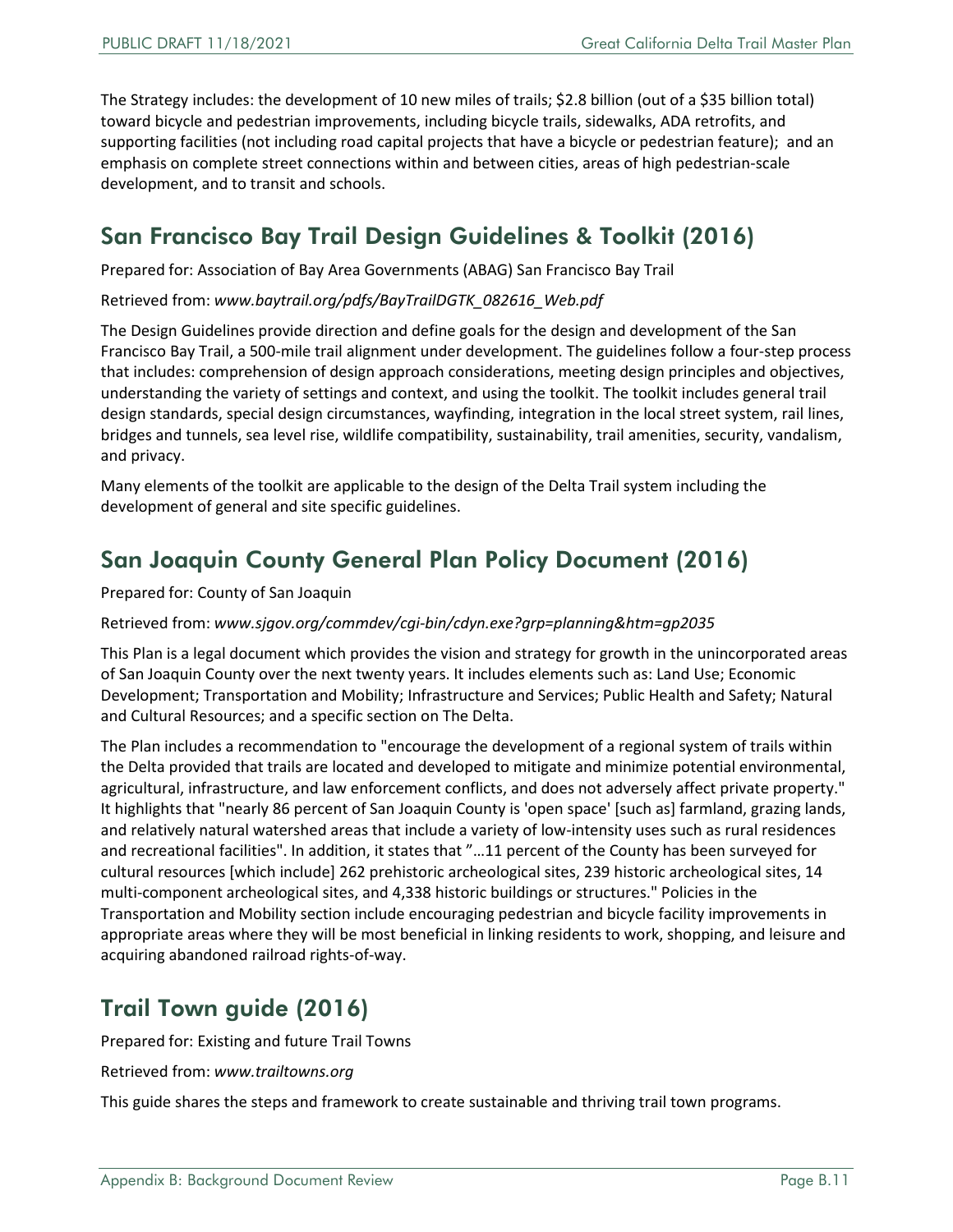The Strategy includes: the development of 10 new miles of trails; $2.8 billion (out of a $35 billion total) toward bicycle and pedestrian improvements, including bicycle trails, sidewalks, ADA retrofits, and supporting facilities (not including road capital projects that have a bicycle or pedestrian feature); and an emphasis on complete street connections within and between cities, areas of high pedestrian-scale development, and to transit and schools.

## San Francisco Bay Trail Design Guidelines & Toolkit (2016)

Prepared for: Association of Bay Area Governments (ABAG) San Francisco Bay Trail

Retrieved from: *www.baytrail.org/pdfs/BayTrailDGTK_082616_Web.pdf*

The Design Guidelines provide direction and define goals for the design and development of the San Francisco Bay Trail, a 500-mile trail alignment under development. The guidelines follow a four-step process that includes: comprehension of design approach considerations, meeting design principles and objectives, understanding the variety of settings and context, and using the toolkit. The toolkit includes general trail design standards, special design circumstances, wayfinding, integration in the local street system, rail lines, bridges and tunnels, sea level rise, wildlife compatibility, sustainability, trail amenities, security, vandalism, and privacy.

Many elements of the toolkit are applicable to the design of the Delta Trail system including the development of general and site specific guidelines.

## San Joaquin County General Plan Policy Document (2016)

Prepared for: County of San Joaquin

Retrieved from: *www.sjgov.org/commdev/cgi-bin/cdyn.exe?grp=planning&htm=gp2035*

This Plan is a legal document which provides the vision and strategy for growth in the unincorporated areas of San Joaquin County over the next twenty years. It includes elements such as: Land Use; Economic Development; Transportation and Mobility; Infrastructure and Services; Public Health and Safety; Natural and Cultural Resources; and a specific section on The Delta.

The Plan includes a recommendation to "encourage the development of a regional system of trails within the Delta provided that trails are located and developed to mitigate and minimize potential environmental, agricultural, infrastructure, and law enforcement conflicts, and does not adversely affect private property." It highlights that "nearly 86 percent of San Joaquin County is 'open space' [such as] farmland, grazing lands, and relatively natural watershed areas that include a variety of low-intensity uses such as rural residences and recreational facilities". In addition, it states that "…11 percent of the County has been surveyed for cultural resources [which include] 262 prehistoric archeological sites, 239 historic archeological sites, 14 multi-component archeological sites, and 4,338 historic buildings or structures." Policies in the Transportation and Mobility section include encouraging pedestrian and bicycle facility improvements in appropriate areas where they will be most beneficial in linking residents to work, shopping, and leisure and acquiring abandoned railroad rights-of-way.

## Trail Town guide (2016)

Prepared for: Existing and future Trail Towns

Retrieved from: *www.trailtowns.org*

This guide shares the steps and framework to create sustainable and thriving trail town programs.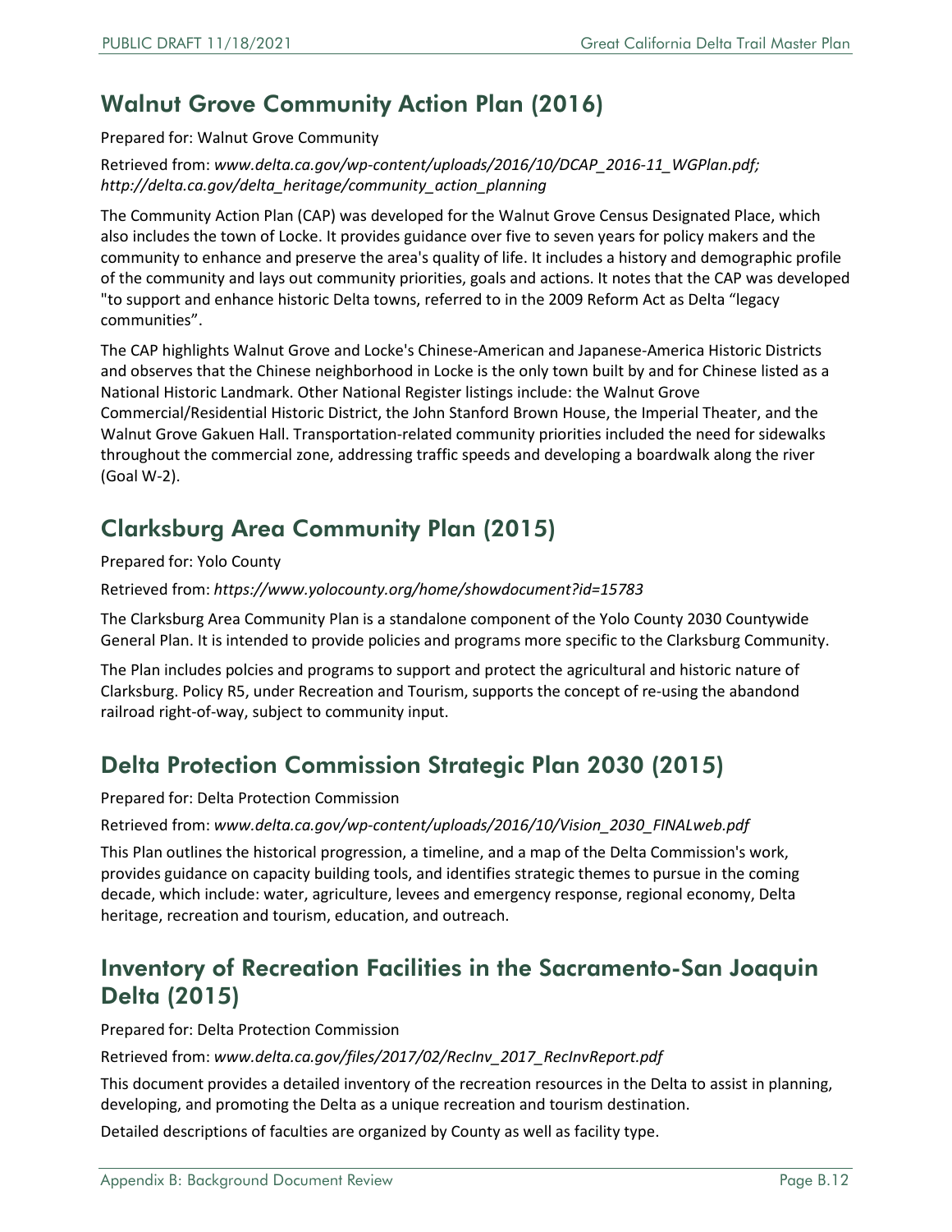## Walnut Grove Community Action Plan (2016)

Prepared for: Walnut Grove Community

Retrieved from: *www.delta.ca.gov/wp-content/uploads/2016/10/DCAP_2016-11_WGPlan.pdf; http://delta.ca.gov/delta_heritage/community_action_planning*

The Community Action Plan (CAP) was developed for the Walnut Grove Census Designated Place, which also includes the town of Locke. It provides guidance over five to seven years for policy makers and the community to enhance and preserve the area's quality of life. It includes a history and demographic profile of the community and lays out community priorities, goals and actions. It notes that the CAP was developed "to support and enhance historic Delta towns, referred to in the 2009 Reform Act as Delta "legacy communities".

The CAP highlights Walnut Grove and Locke's Chinese-American and Japanese-America Historic Districts and observes that the Chinese neighborhood in Locke is the only town built by and for Chinese listed as a National Historic Landmark. Other National Register listings include: the Walnut Grove Commercial/Residential Historic District, the John Stanford Brown House, the Imperial Theater, and the Walnut Grove Gakuen Hall. Transportation-related community priorities included the need for sidewalks throughout the commercial zone, addressing traffic speeds and developing a boardwalk along the river (Goal W-2).

## Clarksburg Area Community Plan (2015)

Prepared for: Yolo County

Retrieved from: *https://www.yolocounty.org/home/showdocument?id=15783*

The Clarksburg Area Community Plan is a standalone component of the Yolo County 2030 Countywide General Plan. It is intended to provide policies and programs more specific to the Clarksburg Community.

The Plan includes polcies and programs to support and protect the agricultural and historic nature of Clarksburg. Policy R5, under Recreation and Tourism, supports the concept of re-using the abandond railroad right-of-way, subject to community input.

## Delta Protection Commission Strategic Plan 2030 (2015)

Prepared for: Delta Protection Commission

Retrieved from: *www.delta.ca.gov/wp-content/uploads/2016/10/Vision_2030_FINALweb.pdf*

This Plan outlines the historical progression, a timeline, and a map of the Delta Commission's work, provides guidance on capacity building tools, and identifies strategic themes to pursue in the coming decade, which include: water, agriculture, levees and emergency response, regional economy, Delta heritage, recreation and tourism, education, and outreach.

## Inventory of Recreation Facilities in the Sacramento-San Joaquin Delta (2015)

Prepared for: Delta Protection Commission

Retrieved from: *www.delta.ca.gov/files/2017/02/RecInv_2017_RecInvReport.pdf*

This document provides a detailed inventory of the recreation resources in the Delta to assist in planning, developing, and promoting the Delta as a unique recreation and tourism destination.

Detailed descriptions of faculties are organized by County as well as facility type.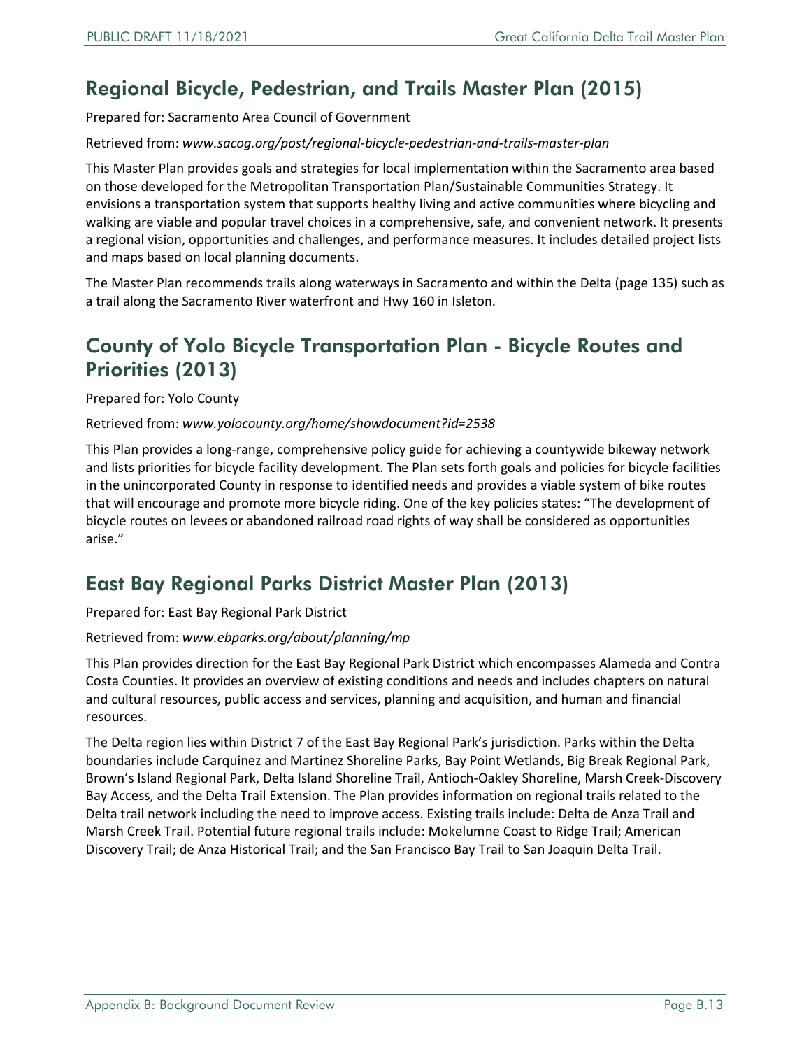## Regional Bicycle, Pedestrian, and Trails Master Plan (2015)

Prepared for: Sacramento Area Council of Government

Retrieved from: *www.sacog.org/post/regional-bicycle-pedestrian-and-trails-master-plan*

This Master Plan provides goals and strategies for local implementation within the Sacramento area based on those developed for the Metropolitan Transportation Plan/Sustainable Communities Strategy. It envisions a transportation system that supports healthy living and active communities where bicycling and walking are viable and popular travel choices in a comprehensive, safe, and convenient network. It presents a regional vision, opportunities and challenges, and performance measures. It includes detailed project lists and maps based on local planning documents.

The Master Plan recommends trails along waterways in Sacramento and within the Delta (page 135) such as a trail along the Sacramento River waterfront and Hwy 160 in Isleton.

## County of Yolo Bicycle Transportation Plan - Bicycle Routes and Priorities (2013)

Prepared for: Yolo County

Retrieved from: *www.yolocounty.org/home/showdocument?id=2538*

This Plan provides a long-range, comprehensive policy guide for achieving a countywide bikeway network and lists priorities for bicycle facility development. The Plan sets forth goals and policies for bicycle facilities in the unincorporated County in response to identified needs and provides a viable system of bike routes that will encourage and promote more bicycle riding. One of the key policies states: "The development of bicycle routes on levees or abandoned railroad road rights of way shall be considered as opportunities arise."

## East Bay Regional Parks District Master Plan (2013)

Prepared for: East Bay Regional Park District

Retrieved from: *www.ebparks.org/about/planning/mp*

This Plan provides direction for the East Bay Regional Park District which encompasses Alameda and Contra Costa Counties. It provides an overview of existing conditions and needs and includes chapters on natural and cultural resources, public access and services, planning and acquisition, and human and financial resources.

The Delta region lies within District 7 of the East Bay Regional Park's jurisdiction. Parks within the Delta boundaries include Carquinez and Martinez Shoreline Parks, Bay Point Wetlands, Big Break Regional Park, Brown's Island Regional Park, Delta Island Shoreline Trail, Antioch-Oakley Shoreline, Marsh Creek-Discovery Bay Access, and the Delta Trail Extension. The Plan provides information on regional trails related to the Delta trail network including the need to improve access. Existing trails include: Delta de Anza Trail and Marsh Creek Trail. Potential future regional trails include: Mokelumne Coast to Ridge Trail; American Discovery Trail; de Anza Historical Trail; and the San Francisco Bay Trail to San Joaquin Delta Trail.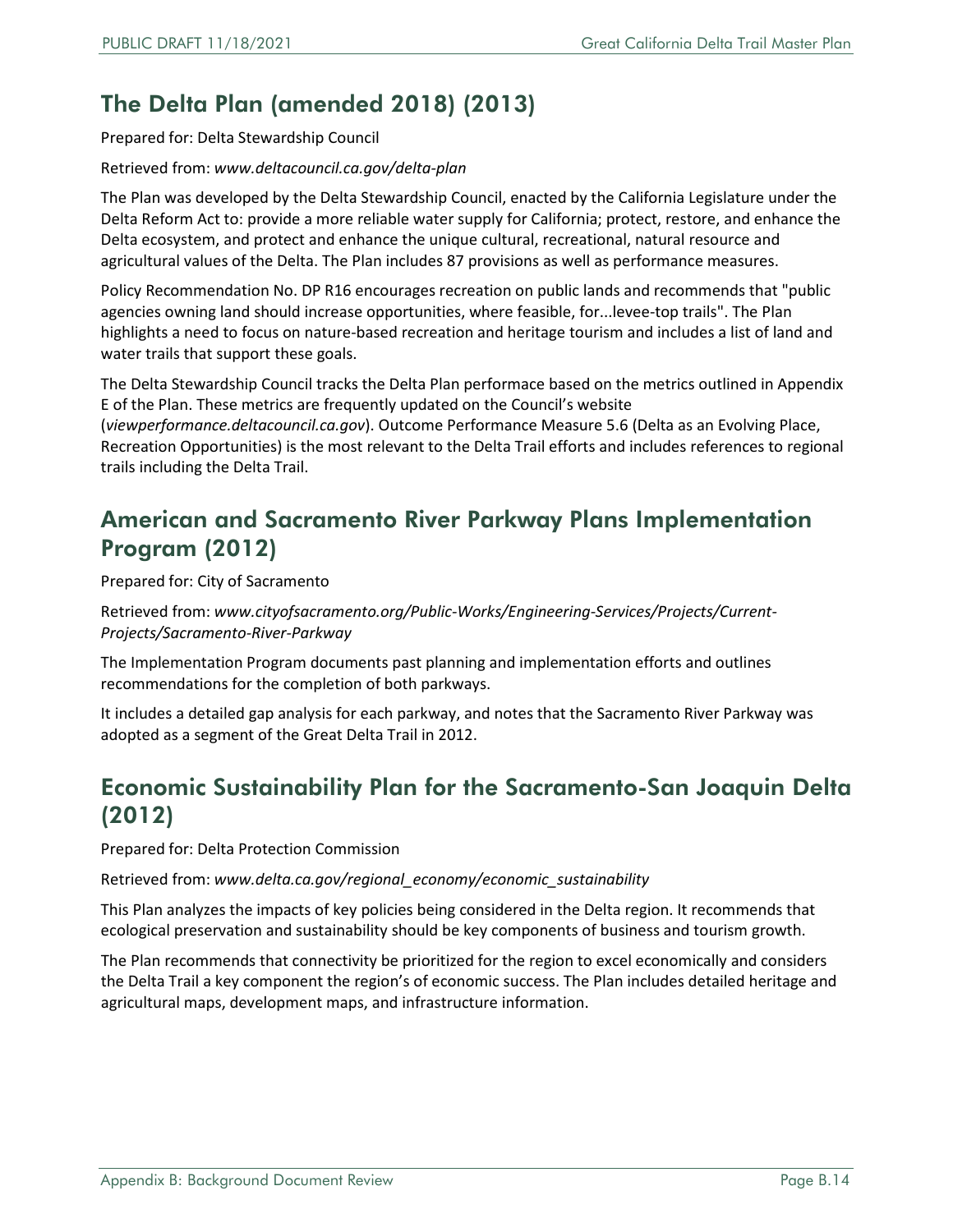## The Delta Plan (amended 2018) (2013)

Prepared for: Delta Stewardship Council

Retrieved from: *www.deltacouncil.ca.gov/delta-plan*

The Plan was developed by the Delta Stewardship Council, enacted by the California Legislature under the Delta Reform Act to: provide a more reliable water supply for California; protect, restore, and enhance the Delta ecosystem, and protect and enhance the unique cultural, recreational, natural resource and agricultural values of the Delta. The Plan includes 87 provisions as well as performance measures.

Policy Recommendation No. DP R16 encourages recreation on public lands and recommends that "public agencies owning land should increase opportunities, where feasible, for...levee-top trails". The Plan highlights a need to focus on nature-based recreation and heritage tourism and includes a list of land and water trails that support these goals.

The Delta Stewardship Council tracks the Delta Plan performace based on the metrics outlined in Appendix E of the Plan. These metrics are frequently updated on the Council's website (*viewperformance.deltacouncil.ca.gov*). Outcome Performance Measure 5.6 (Delta as an Evolving Place, Recreation Opportunities) is the most relevant to the Delta Trail efforts and includes references to regional trails including the Delta Trail.

## American and Sacramento River Parkway Plans Implementation Program (2012)

Prepared for: City of Sacramento

Retrieved from: *www.cityofsacramento.org/Public-Works/Engineering-Services/Projects/Current-Projects/Sacramento-River-Parkway*

The Implementation Program documents past planning and implementation efforts and outlines recommendations for the completion of both parkways.

It includes a detailed gap analysis for each parkway, and notes that the Sacramento River Parkway was adopted as a segment of the Great Delta Trail in 2012.

## Economic Sustainability Plan for the Sacramento-San Joaquin Delta (2012)

Prepared for: Delta Protection Commission

Retrieved from: *www.delta.ca.gov/regional_economy/economic_sustainability*

This Plan analyzes the impacts of key policies being considered in the Delta region. It recommends that ecological preservation and sustainability should be key components of business and tourism growth.

The Plan recommends that connectivity be prioritized for the region to excel economically and considers the Delta Trail a key component the region's of economic success. The Plan includes detailed heritage and agricultural maps, development maps, and infrastructure information.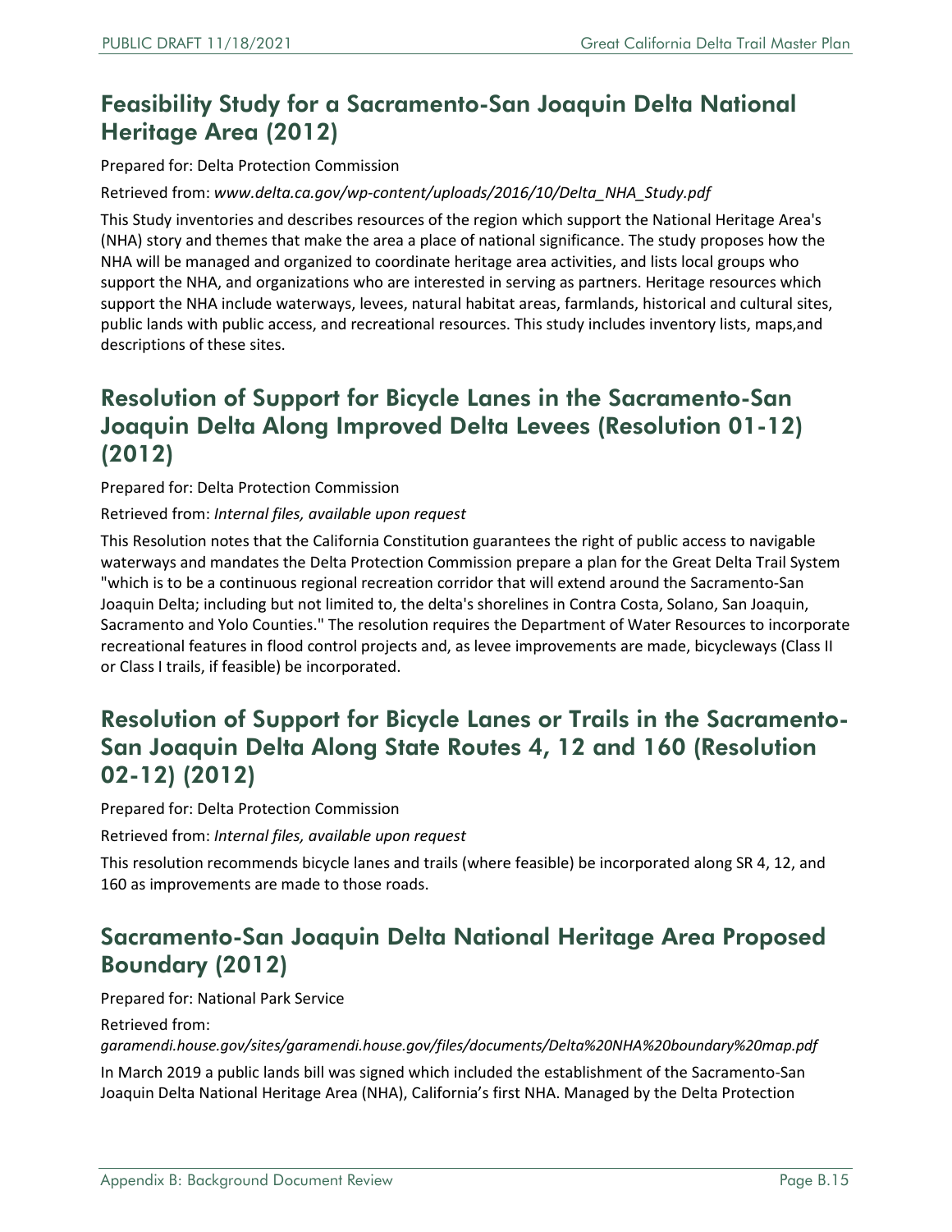## Feasibility Study for a Sacramento-San Joaquin Delta National Heritage Area (2012)

Prepared for: Delta Protection Commission

Retrieved from: *www.delta.ca.gov/wp-content/uploads/2016/10/Delta_NHA_Study.pdf*

This Study inventories and describes resources of the region which support the National Heritage Area's (NHA) story and themes that make the area a place of national significance. The study proposes how the NHA will be managed and organized to coordinate heritage area activities, and lists local groups who support the NHA, and organizations who are interested in serving as partners. Heritage resources which support the NHA include waterways, levees, natural habitat areas, farmlands, historical and cultural sites, public lands with public access, and recreational resources. This study includes inventory lists, maps,and descriptions of these sites.

## Resolution of Support for Bicycle Lanes in the Sacramento-San Joaquin Delta Along Improved Delta Levees (Resolution 01-12) (2012)

Prepared for: Delta Protection Commission

Retrieved from: *Internal files, available upon request*

This Resolution notes that the California Constitution guarantees the right of public access to navigable waterways and mandates the Delta Protection Commission prepare a plan for the Great Delta Trail System "which is to be a continuous regional recreation corridor that will extend around the Sacramento-San Joaquin Delta; including but not limited to, the delta's shorelines in Contra Costa, Solano, San Joaquin, Sacramento and Yolo Counties." The resolution requires the Department of Water Resources to incorporate recreational features in flood control projects and, as levee improvements are made, bicycleways (Class II or Class I trails, if feasible) be incorporated.

## Resolution of Support for Bicycle Lanes or Trails in the Sacramento-San Joaquin Delta Along State Routes 4, 12 and 160 (Resolution 02-12) (2012)

Prepared for: Delta Protection Commission

Retrieved from: *Internal files, available upon request*

This resolution recommends bicycle lanes and trails (where feasible) be incorporated along SR 4, 12, and 160 as improvements are made to those roads.

## Sacramento-San Joaquin Delta National Heritage Area Proposed Boundary (2012)

Prepared for: National Park Service

Retrieved from: *garamendi.house.gov/sites/garamendi.house.gov/files/documents/Delta%20NHA%20boundary%20map.pdf*

In March 2019 a public lands bill was signed which included the establishment of the Sacramento-San Joaquin Delta National Heritage Area (NHA), California's first NHA. Managed by the Delta Protection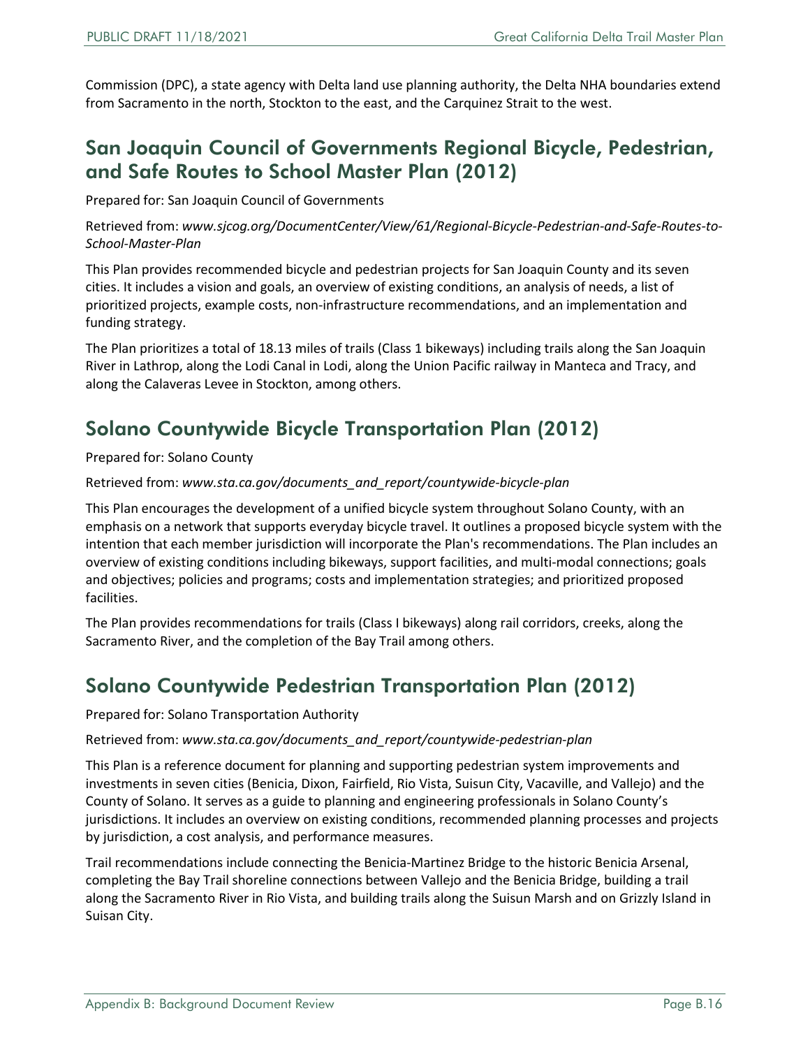Commission (DPC), a state agency with Delta land use planning authority, the Delta NHA boundaries extend from Sacramento in the north, Stockton to the east, and the Carquinez Strait to the west.

## San Joaquin Council of Governments Regional Bicycle, Pedestrian, and Safe Routes to School Master Plan (2012)

Prepared for: San Joaquin Council of Governments

Retrieved from: *www.sjcog.org/DocumentCenter/View/61/Regional-Bicycle-Pedestrian-and-Safe-Routes-to-School-Master-Plan*

This Plan provides recommended bicycle and pedestrian projects for San Joaquin County and its seven cities. It includes a vision and goals, an overview of existing conditions, an analysis of needs, a list of prioritized projects, example costs, non-infrastructure recommendations, and an implementation and funding strategy.

The Plan prioritizes a total of 18.13 miles of trails (Class 1 bikeways) including trails along the San Joaquin River in Lathrop, along the Lodi Canal in Lodi, along the Union Pacific railway in Manteca and Tracy, and along the Calaveras Levee in Stockton, among others.

## Solano Countywide Bicycle Transportation Plan (2012)

Prepared for: Solano County

Retrieved from: *www.sta.ca.gov/documents_and_report/countywide-bicycle-plan*

This Plan encourages the development of a unified bicycle system throughout Solano County, with an emphasis on a network that supports everyday bicycle travel. It outlines a proposed bicycle system with the intention that each member jurisdiction will incorporate the Plan's recommendations. The Plan includes an overview of existing conditions including bikeways, support facilities, and multi-modal connections; goals and objectives; policies and programs; costs and implementation strategies; and prioritized proposed facilities.

The Plan provides recommendations for trails (Class I bikeways) along rail corridors, creeks, along the Sacramento River, and the completion of the Bay Trail among others.

## Solano Countywide Pedestrian Transportation Plan (2012)

Prepared for: Solano Transportation Authority

Retrieved from: *www.sta.ca.gov/documents_and_report/countywide-pedestrian-plan*

This Plan is a reference document for planning and supporting pedestrian system improvements and investments in seven cities (Benicia, Dixon, Fairfield, Rio Vista, Suisun City, Vacaville, and Vallejo) and the County of Solano. It serves as a guide to planning and engineering professionals in Solano County's jurisdictions. It includes an overview on existing conditions, recommended planning processes and projects by jurisdiction, a cost analysis, and performance measures.

Trail recommendations include connecting the Benicia-Martinez Bridge to the historic Benicia Arsenal, completing the Bay Trail shoreline connections between Vallejo and the Benicia Bridge, building a trail along the Sacramento River in Rio Vista, and building trails along the Suisun Marsh and on Grizzly Island in Suisan City.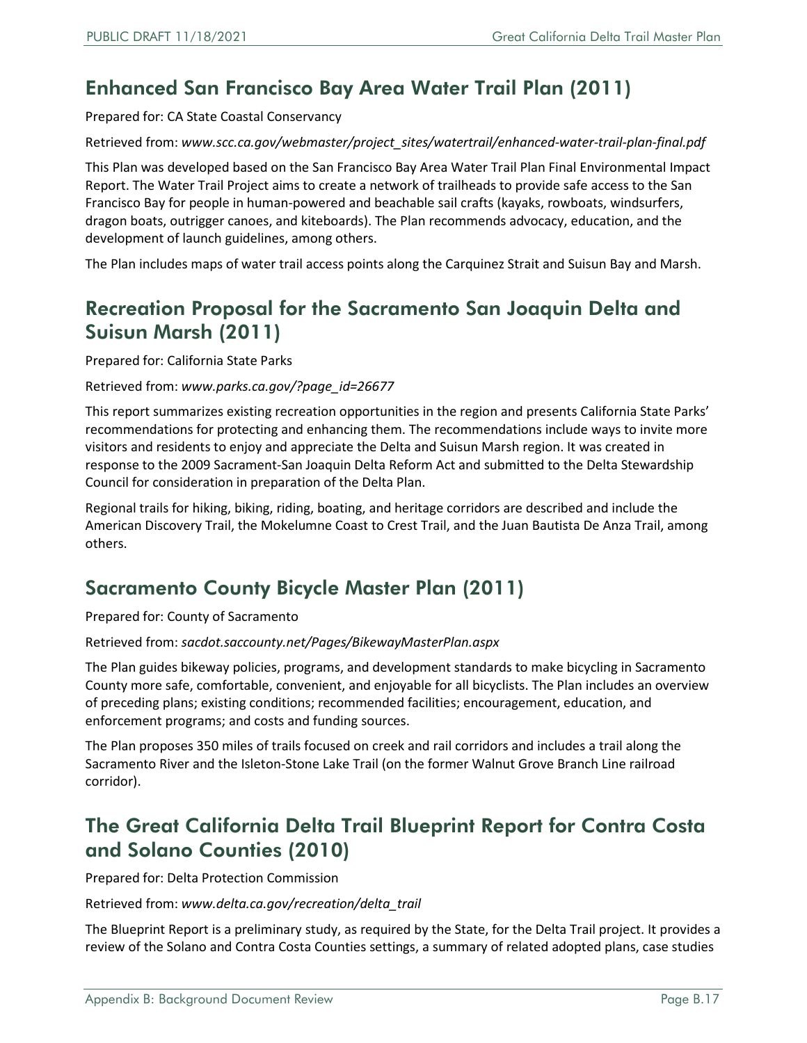## Enhanced San Francisco Bay Area Water Trail Plan (2011)

Prepared for: CA State Coastal Conservancy

Retrieved from: *www.scc.ca.gov/webmaster/project_sites/watertrail/enhanced-water-trail-plan-final.pdf*

This Plan was developed based on the San Francisco Bay Area Water Trail Plan Final Environmental Impact Report. The Water Trail Project aims to create a network of trailheads to provide safe access to the San Francisco Bay for people in human-powered and beachable sail crafts (kayaks, rowboats, windsurfers, dragon boats, outrigger canoes, and kiteboards). The Plan recommends advocacy, education, and the development of launch guidelines, among others.

The Plan includes maps of water trail access points along the Carquinez Strait and Suisun Bay and Marsh.

## Recreation Proposal for the Sacramento San Joaquin Delta and Suisun Marsh (2011)

Prepared for: California State Parks

Retrieved from: *www.parks.ca.gov/?page_id=26677*

This report summarizes existing recreation opportunities in the region and presents California State Parks' recommendations for protecting and enhancing them. The recommendations include ways to invite more visitors and residents to enjoy and appreciate the Delta and Suisun Marsh region. It was created in response to the 2009 Sacrament-San Joaquin Delta Reform Act and submitted to the Delta Stewardship Council for consideration in preparation of the Delta Plan.

Regional trails for hiking, biking, riding, boating, and heritage corridors are described and include the American Discovery Trail, the Mokelumne Coast to Crest Trail, and the Juan Bautista De Anza Trail, among others.

## Sacramento County Bicycle Master Plan (2011)

Prepared for: County of Sacramento

Retrieved from: *sacdot.saccounty.net/Pages/BikewayMasterPlan.aspx*

The Plan guides bikeway policies, programs, and development standards to make bicycling in Sacramento County more safe, comfortable, convenient, and enjoyable for all bicyclists. The Plan includes an overview of preceding plans; existing conditions; recommended facilities; encouragement, education, and enforcement programs; and costs and funding sources.

The Plan proposes 350 miles of trails focused on creek and rail corridors and includes a trail along the Sacramento River and the Isleton-Stone Lake Trail (on the former Walnut Grove Branch Line railroad corridor).

## The Great California Delta Trail Blueprint Report for Contra Costa and Solano Counties (2010)

Prepared for: Delta Protection Commission

Retrieved from: *www.delta.ca.gov/recreation/delta_trail*

The Blueprint Report is a preliminary study, as required by the State, for the Delta Trail project. It provides a review of the Solano and Contra Costa Counties settings, a summary of related adopted plans, case studies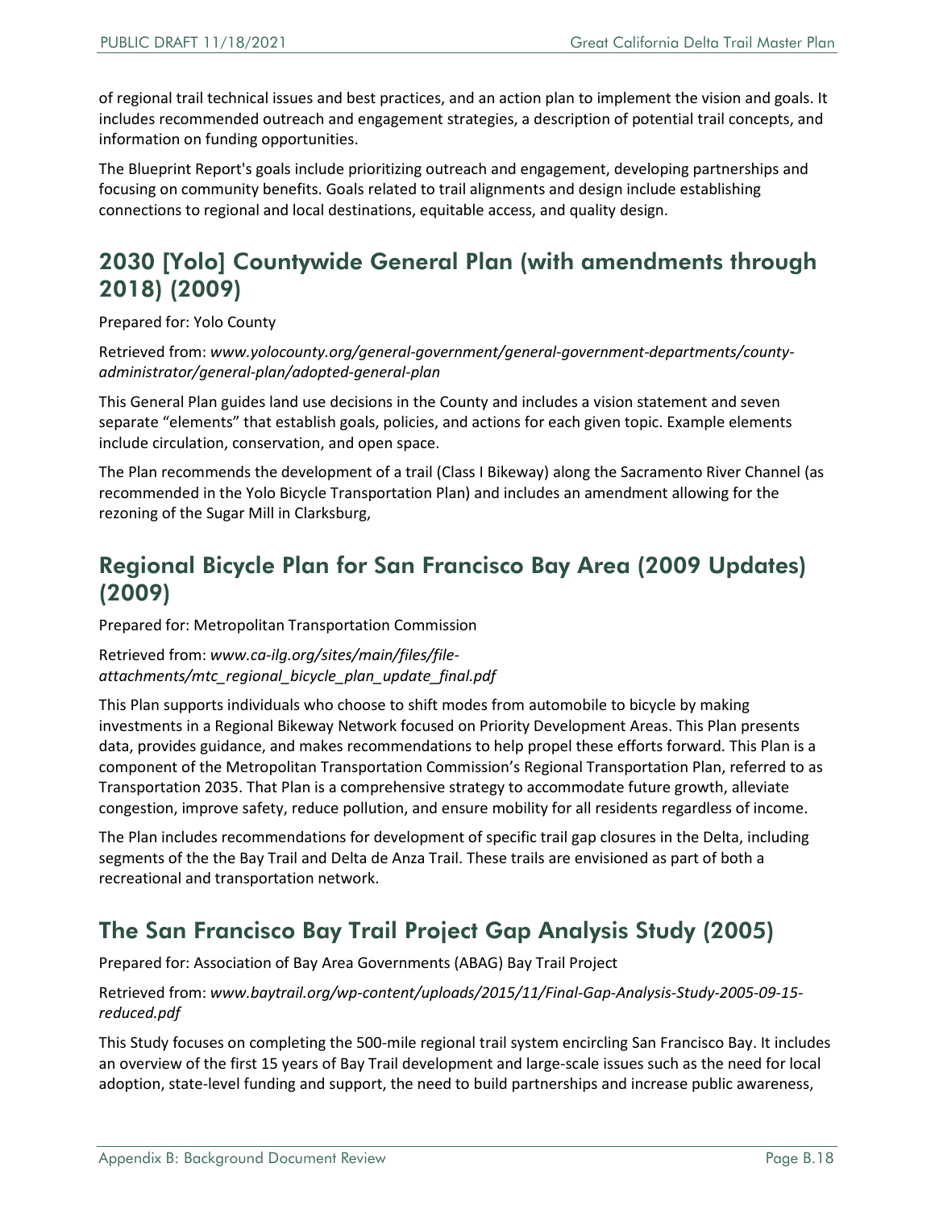of regional trail technical issues and best practices, and an action plan to implement the vision and goals. It includes recommended outreach and engagement strategies, a description of potential trail concepts, and information on funding opportunities.

The Blueprint Report's goals include prioritizing outreach and engagement, developing partnerships and focusing on community benefits. Goals related to trail alignments and design include establishing connections to regional and local destinations, equitable access, and quality design.

## 2030 [Yolo] Countywide General Plan (with amendments through 2018) (2009)

Prepared for: Yolo County

Retrieved from: *www.yolocounty.org/general-government/general-government-departments/county-administrator/general-plan/adopted-general-plan*

This General Plan guides land use decisions in the County and includes a vision statement and seven separate "elements" that establish goals, policies, and actions for each given topic. Example elements include circulation, conservation, and open space.

The Plan recommends the development of a trail (Class I Bikeway) along the Sacramento River Channel (as recommended in the Yolo Bicycle Transportation Plan) and includes an amendment allowing for the rezoning of the Sugar Mill in Clarksburg,

## Regional Bicycle Plan for San Francisco Bay Area (2009 Updates) (2009)

Prepared for: Metropolitan Transportation Commission

Retrieved from: *www.ca-ilg.org/sites/main/files/file-attachments/mtc_regional_bicycle_plan_update_final.pdf*

This Plan supports individuals who choose to shift modes from automobile to bicycle by making investments in a Regional Bikeway Network focused on Priority Development Areas. This Plan presents data, provides guidance, and makes recommendations to help propel these efforts forward. This Plan is a component of the Metropolitan Transportation Commission's Regional Transportation Plan, referred to as Transportation 2035. That Plan is a comprehensive strategy to accommodate future growth, alleviate congestion, improve safety, reduce pollution, and ensure mobility for all residents regardless of income.

The Plan includes recommendations for development of specific trail gap closures in the Delta, including segments of the the Bay Trail and Delta de Anza Trail. These trails are envisioned as part of both a recreational and transportation network.

## The San Francisco Bay Trail Project Gap Analysis Study (2005)

Prepared for: Association of Bay Area Governments (ABAG) Bay Trail Project

Retrieved from: *www.baytrail.org/wp-content/uploads/2015/11/Final-Gap-Analysis-Study-2005-09-15-reduced.pdf*

This Study focuses on completing the 500-mile regional trail system encircling San Francisco Bay. It includes an overview of the first 15 years of Bay Trail development and large-scale issues such as the need for local adoption, state-level funding and support, the need to build partnerships and increase public awareness,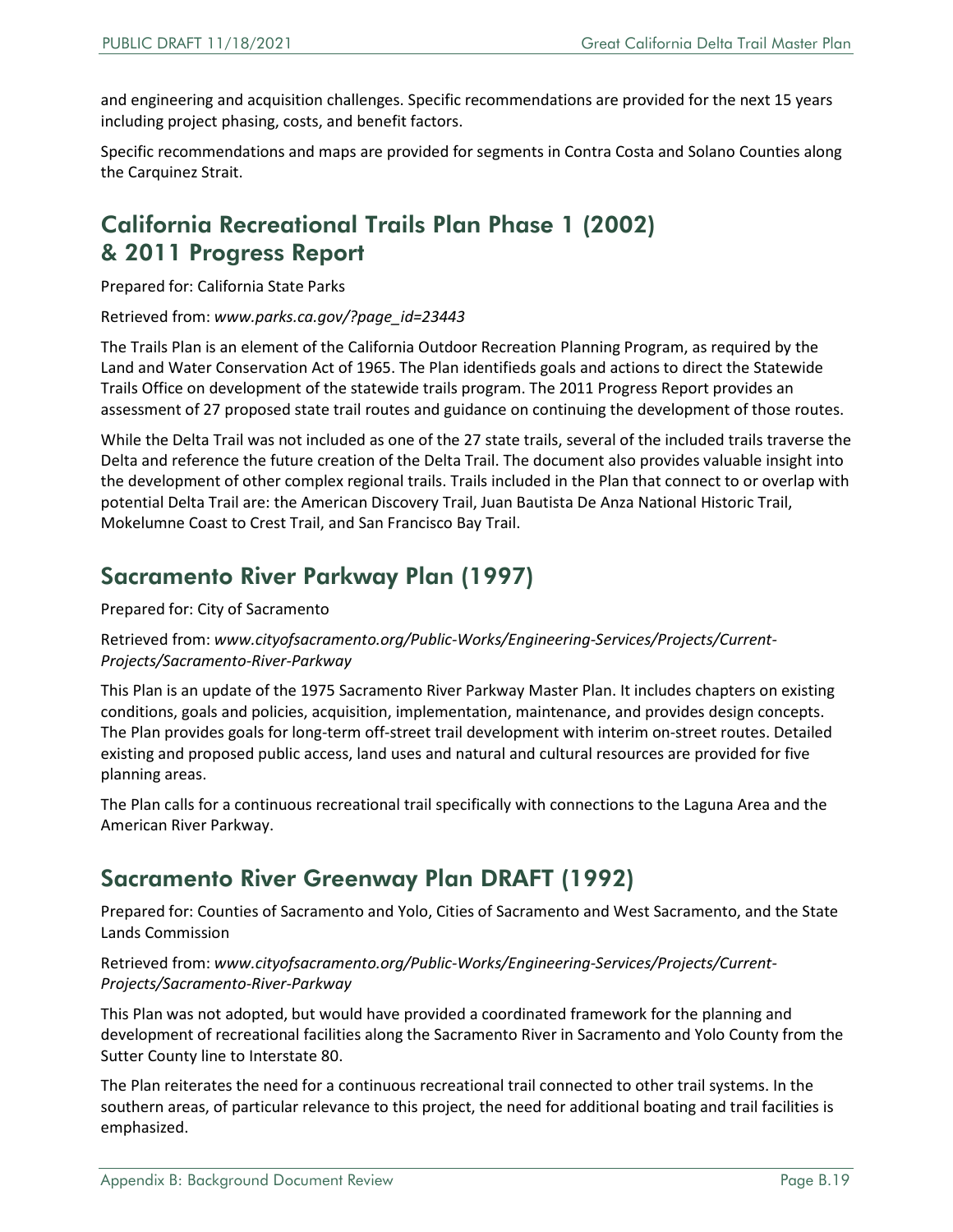and engineering and acquisition challenges. Specific recommendations are provided for the next 15 years including project phasing, costs, and benefit factors.

Specific recommendations and maps are provided for segments in Contra Costa and Solano Counties along the Carquinez Strait.

## California Recreational Trails Plan Phase 1 (2002) & 2011 Progress Report

Prepared for: California State Parks

Retrieved from: *www.parks.ca.gov/?page_id=23443*

The Trails Plan is an element of the California Outdoor Recreation Planning Program, as required by the Land and Water Conservation Act of 1965. The Plan identifieds goals and actions to direct the Statewide Trails Office on development of the statewide trails program. The 2011 Progress Report provides an assessment of 27 proposed state trail routes and guidance on continuing the development of those routes.

While the Delta Trail was not included as one of the 27 state trails, several of the included trails traverse the Delta and reference the future creation of the Delta Trail. The document also provides valuable insight into the development of other complex regional trails. Trails included in the Plan that connect to or overlap with potential Delta Trail are: the American Discovery Trail, Juan Bautista De Anza National Historic Trail, Mokelumne Coast to Crest Trail, and San Francisco Bay Trail.

## Sacramento River Parkway Plan (1997)

Prepared for: City of Sacramento

Retrieved from: *www.cityofsacramento.org/Public-Works/Engineering-Services/Projects/Current-Projects/Sacramento-River-Parkway*

This Plan is an update of the 1975 Sacramento River Parkway Master Plan. It includes chapters on existing conditions, goals and policies, acquisition, implementation, maintenance, and provides design concepts. The Plan provides goals for long-term off-street trail development with interim on-street routes. Detailed existing and proposed public access, land uses and natural and cultural resources are provided for five planning areas.

The Plan calls for a continuous recreational trail specifically with connections to the Laguna Area and the American River Parkway.

## Sacramento River Greenway Plan DRAFT (1992)

Prepared for: Counties of Sacramento and Yolo, Cities of Sacramento and West Sacramento, and the State Lands Commission

Retrieved from: *www.cityofsacramento.org/Public-Works/Engineering-Services/Projects/Current-Projects/Sacramento-River-Parkway*

This Plan was not adopted, but would have provided a coordinated framework for the planning and development of recreational facilities along the Sacramento River in Sacramento and Yolo County from the Sutter County line to Interstate 80.

The Plan reiterates the need for a continuous recreational trail connected to other trail systems. In the southern areas, of particular relevance to this project, the need for additional boating and trail facilities is emphasized.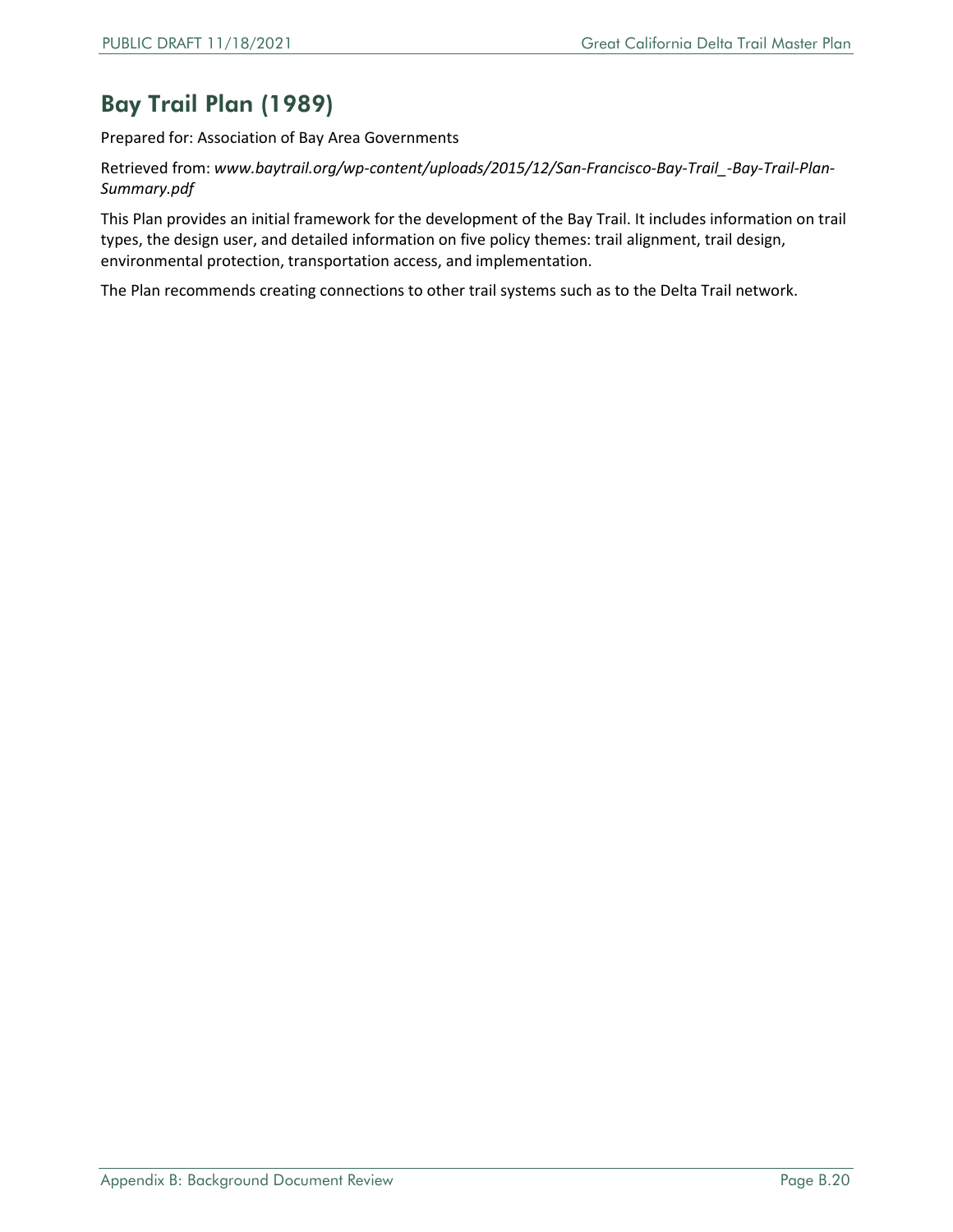## Bay Trail Plan (1989)

Prepared for: Association of Bay Area Governments

Retrieved from: *www.baytrail.org/wp-content/uploads/2015/12/San-Francisco-Bay-Trail_-Bay-Trail-Plan-Summary.pdf*

This Plan provides an initial framework for the development of the Bay Trail. It includes information on trail types, the design user, and detailed information on five policy themes: trail alignment, trail design, environmental protection, transportation access, and implementation.

The Plan recommends creating connections to other trail systems such as to the Delta Trail network.